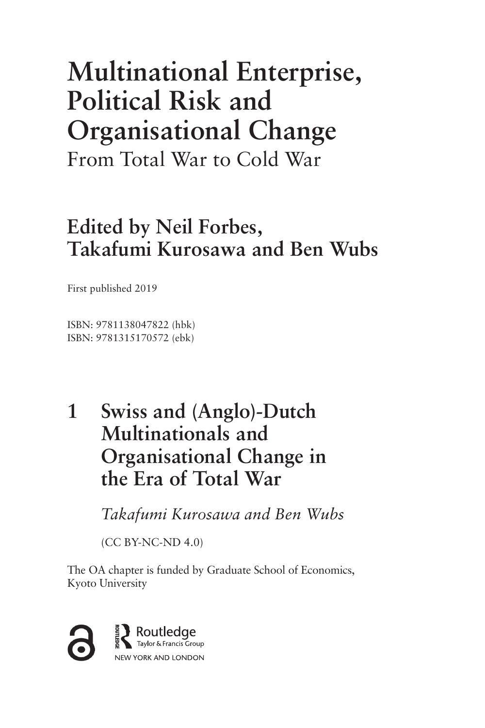# Multinational Enterprise, Political Risk and Organisational Change

From Total War to Cold War

## Edited by Neil Forbes, Takafumi Kurosawa and Ben Wubs

First published 2019

ISBN: 9781138047822 (hbk)
ISBN: 9781315170572 (ebk)

# 1 Swiss and (Anglo)-Dutch Multinationals and Organisational Change in the Era of Total War

*Takafumi Kurosawa and Ben Wubs*

(CC BY-NC-ND 4.0)

The OA chapter is funded by Graduate School of Economics, Kyoto University

Routledge
Taylor & Francis Group
NEW YORK AND LONDON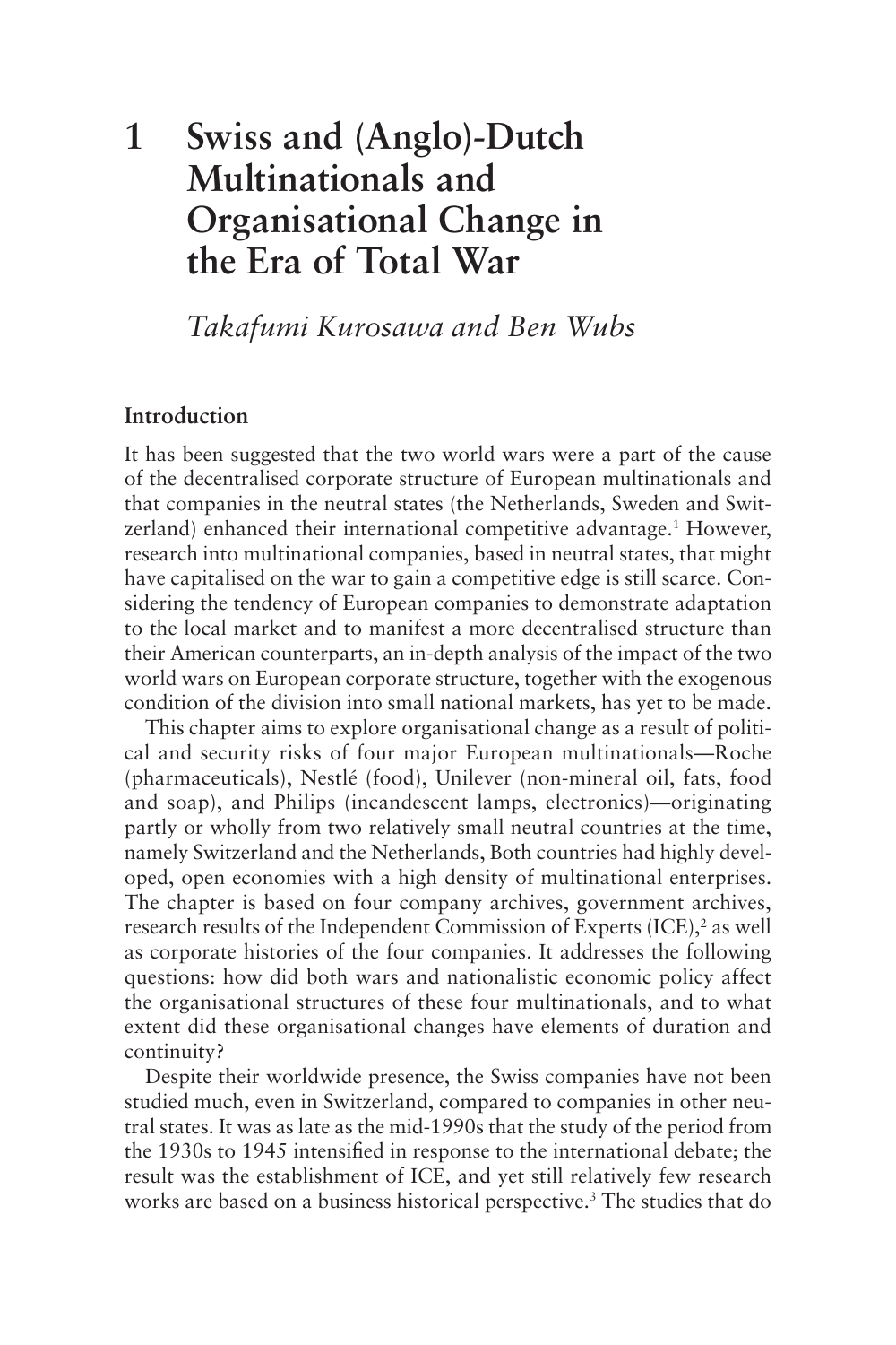# 1 Swiss and (Anglo)-Dutch Multinationals and Organisational Change in the Era of Total War

*Takafumi Kurosawa and Ben Wubs*

## Introduction

It has been suggested that the two world wars were a part of the cause of the decentralised corporate structure of European multinationals and that companies in the neutral states (the Netherlands, Sweden and Switzerland) enhanced their international competitive advantage.[1] However, research into multinational companies, based in neutral states, that might have capitalised on the war to gain a competitive edge is still scarce. Considering the tendency of European companies to demonstrate adaptation to the local market and to manifest a more decentralised structure than their American counterparts, an in-depth analysis of the impact of the two world wars on European corporate structure, together with the exogenous condition of the division into small national markets, has yet to be made.

This chapter aims to explore organisational change as a result of political and security risks of four major European multinationals—Roche (pharmaceuticals), Nestlé (food), Unilever (non-mineral oil, fats, food and soap), and Philips (incandescent lamps, electronics)—originating partly or wholly from two relatively small neutral countries at the time, namely Switzerland and the Netherlands, Both countries had highly developed, open economies with a high density of multinational enterprises. The chapter is based on four company archives, government archives, research results of the Independent Commission of Experts (ICE),[2] as well as corporate histories of the four companies. It addresses the following questions: how did both wars and nationalistic economic policy affect the organisational structures of these four multinationals, and to what extent did these organisational changes have elements of duration and continuity?

Despite their worldwide presence, the Swiss companies have not been studied much, even in Switzerland, compared to companies in other neutral states. It was as late as the mid-1990s that the study of the period from the 1930s to 1945 intensified in response to the international debate; the result was the establishment of ICE, and yet still relatively few research works are based on a business historical perspective.[3] The studies that do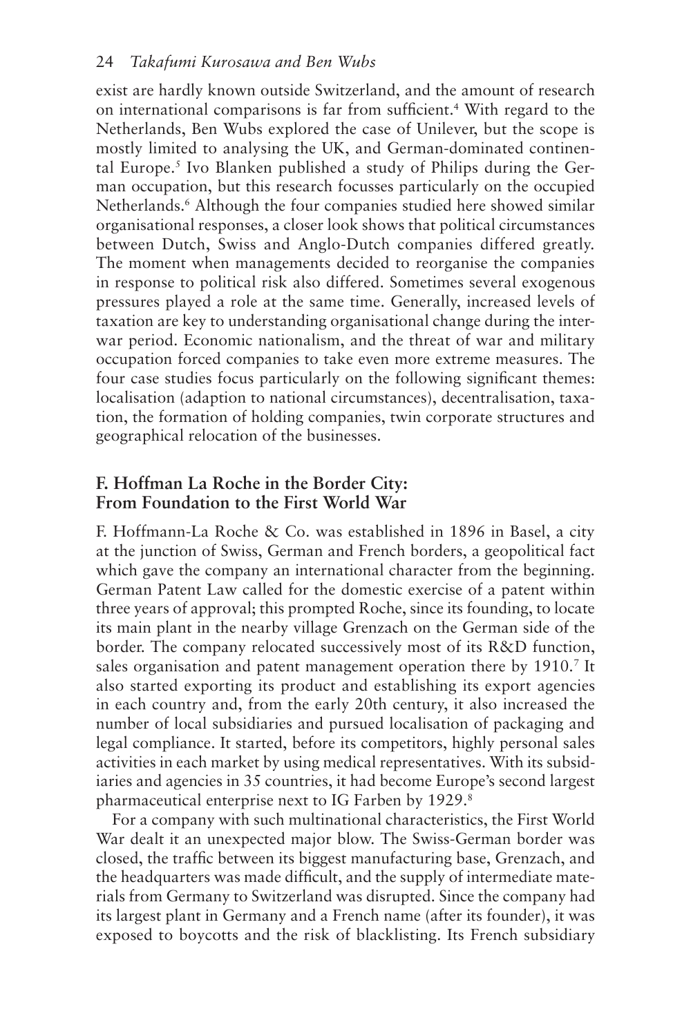exist are hardly known outside Switzerland, and the amount of research on international comparisons is far from sufficient.[4] With regard to the Netherlands, Ben Wubs explored the case of Unilever, but the scope is mostly limited to analysing the UK, and German-dominated continental Europe.[5] Ivo Blanken published a study of Philips during the German occupation, but this research focusses particularly on the occupied Netherlands.[6] Although the four companies studied here showed similar organisational responses, a closer look shows that political circumstances between Dutch, Swiss and Anglo-Dutch companies differed greatly. The moment when managements decided to reorganise the companies in response to political risk also differed. Sometimes several exogenous pressures played a role at the same time. Generally, increased levels of taxation are key to understanding organisational change during the interwar period. Economic nationalism, and the threat of war and military occupation forced companies to take even more extreme measures. The four case studies focus particularly on the following significant themes: localisation (adaption to national circumstances), decentralisation, taxation, the formation of holding companies, twin corporate structures and geographical relocation of the businesses.

## F. Hoffman La Roche in the Border City: From Foundation to the First World War

F. Hoffmann-La Roche & Co. was established in 1896 in Basel, a city at the junction of Swiss, German and French borders, a geopolitical fact which gave the company an international character from the beginning. German Patent Law called for the domestic exercise of a patent within three years of approval; this prompted Roche, since its founding, to locate its main plant in the nearby village Grenzach on the German side of the border. The company relocated successively most of its R&D function, sales organisation and patent management operation there by 1910.[7] It also started exporting its product and establishing its export agencies in each country and, from the early 20th century, it also increased the number of local subsidiaries and pursued localisation of packaging and legal compliance. It started, before its competitors, highly personal sales activities in each market by using medical representatives. With its subsidiaries and agencies in 35 countries, it had become Europe's second largest pharmaceutical enterprise next to IG Farben by 1929.[8]

For a company with such multinational characteristics, the First World War dealt it an unexpected major blow. The Swiss-German border was closed, the traffic between its biggest manufacturing base, Grenzach, and the headquarters was made difficult, and the supply of intermediate materials from Germany to Switzerland was disrupted. Since the company had its largest plant in Germany and a French name (after its founder), it was exposed to boycotts and the risk of blacklisting. Its French subsidiary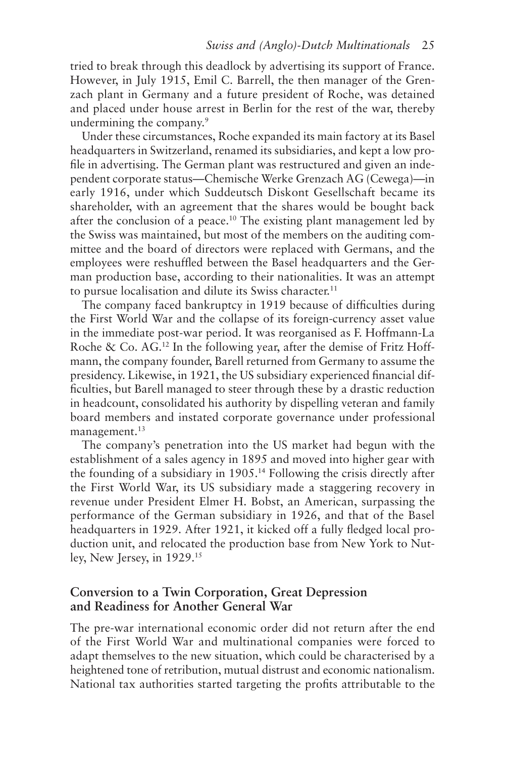tried to break through this deadlock by advertising its support of France. However, in July 1915, Emil C. Barrell, the then manager of the Grenzach plant in Germany and a future president of Roche, was detained and placed under house arrest in Berlin for the rest of the war, thereby undermining the company.[9]

Under these circumstances, Roche expanded its main factory at its Basel headquarters in Switzerland, renamed its subsidiaries, and kept a low profile in advertising. The German plant was restructured and given an independent corporate status—Chemische Werke Grenzach AG (Cewega)—in early 1916, under which Suddeutsch Diskont Gesellschaft became its shareholder, with an agreement that the shares would be bought back after the conclusion of a peace.[10] The existing plant management led by the Swiss was maintained, but most of the members on the auditing committee and the board of directors were replaced with Germans, and the employees were reshuffled between the Basel headquarters and the German production base, according to their nationalities. It was an attempt to pursue localisation and dilute its Swiss character.[11]

The company faced bankruptcy in 1919 because of difficulties during the First World War and the collapse of its foreign-currency asset value in the immediate post-war period. It was reorganised as F. Hoffmann-La Roche & Co. AG.[12] In the following year, after the demise of Fritz Hoffmann, the company founder, Barell returned from Germany to assume the presidency. Likewise, in 1921, the US subsidiary experienced financial difficulties, but Barell managed to steer through these by a drastic reduction in headcount, consolidated his authority by dispelling veteran and family board members and instated corporate governance under professional management.[13]

The company's penetration into the US market had begun with the establishment of a sales agency in 1895 and moved into higher gear with the founding of a subsidiary in 1905.[14] Following the crisis directly after the First World War, its US subsidiary made a staggering recovery in revenue under President Elmer H. Bobst, an American, surpassing the performance of the German subsidiary in 1926, and that of the Basel headquarters in 1929. After 1921, it kicked off a fully fledged local production unit, and relocated the production base from New York to Nutley, New Jersey, in 1929.[15]

## Conversion to a Twin Corporation, Great Depression and Readiness for Another General War

The pre-war international economic order did not return after the end of the First World War and multinational companies were forced to adapt themselves to the new situation, which could be characterised by a heightened tone of retribution, mutual distrust and economic nationalism. National tax authorities started targeting the profits attributable to the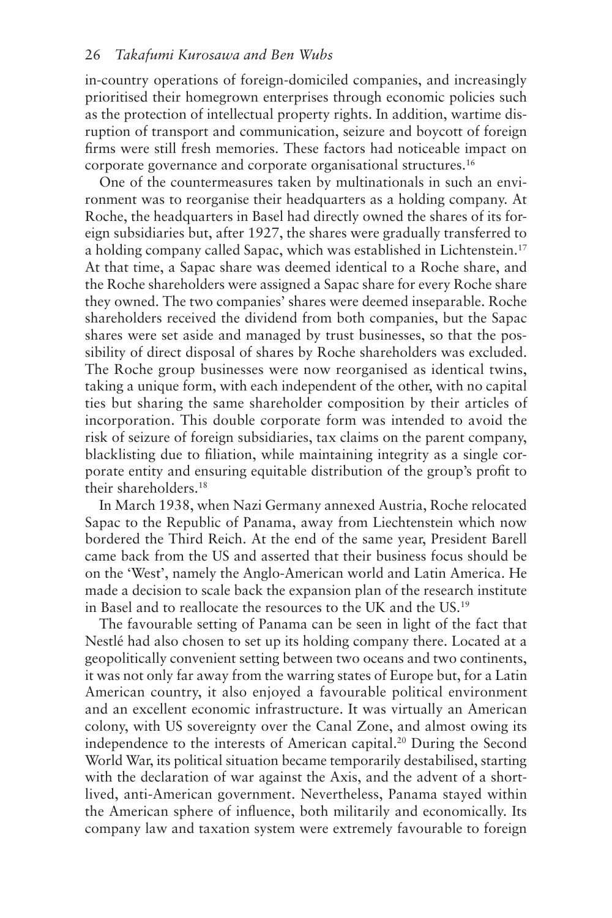in-country operations of foreign-domiciled companies, and increasingly prioritised their homegrown enterprises through economic policies such as the protection of intellectual property rights. In addition, wartime disruption of transport and communication, seizure and boycott of foreign firms were still fresh memories. These factors had noticeable impact on corporate governance and corporate organisational structures.[16]

One of the countermeasures taken by multinationals in such an environment was to reorganise their headquarters as a holding company. At Roche, the headquarters in Basel had directly owned the shares of its foreign subsidiaries but, after 1927, the shares were gradually transferred to a holding company called Sapac, which was established in Lichtenstein.[17] At that time, a Sapac share was deemed identical to a Roche share, and the Roche shareholders were assigned a Sapac share for every Roche share they owned. The two companies' shares were deemed inseparable. Roche shareholders received the dividend from both companies, but the Sapac shares were set aside and managed by trust businesses, so that the possibility of direct disposal of shares by Roche shareholders was excluded. The Roche group businesses were now reorganised as identical twins, taking a unique form, with each independent of the other, with no capital ties but sharing the same shareholder composition by their articles of incorporation. This double corporate form was intended to avoid the risk of seizure of foreign subsidiaries, tax claims on the parent company, blacklisting due to filiation, while maintaining integrity as a single corporate entity and ensuring equitable distribution of the group's profit to their shareholders.[18]

In March 1938, when Nazi Germany annexed Austria, Roche relocated Sapac to the Republic of Panama, away from Liechtenstein which now bordered the Third Reich. At the end of the same year, President Barell came back from the US and asserted that their business focus should be on the 'West', namely the Anglo-American world and Latin America. He made a decision to scale back the expansion plan of the research institute in Basel and to reallocate the resources to the UK and the US.[19]

The favourable setting of Panama can be seen in light of the fact that Nestlé had also chosen to set up its holding company there. Located at a geopolitically convenient setting between two oceans and two continents, it was not only far away from the warring states of Europe but, for a Latin American country, it also enjoyed a favourable political environment and an excellent economic infrastructure. It was virtually an American colony, with US sovereignty over the Canal Zone, and almost owing its independence to the interests of American capital.[20] During the Second World War, its political situation became temporarily destabilised, starting with the declaration of war against the Axis, and the advent of a short-lived, anti-American government. Nevertheless, Panama stayed within the American sphere of influence, both militarily and economically. Its company law and taxation system were extremely favourable to foreign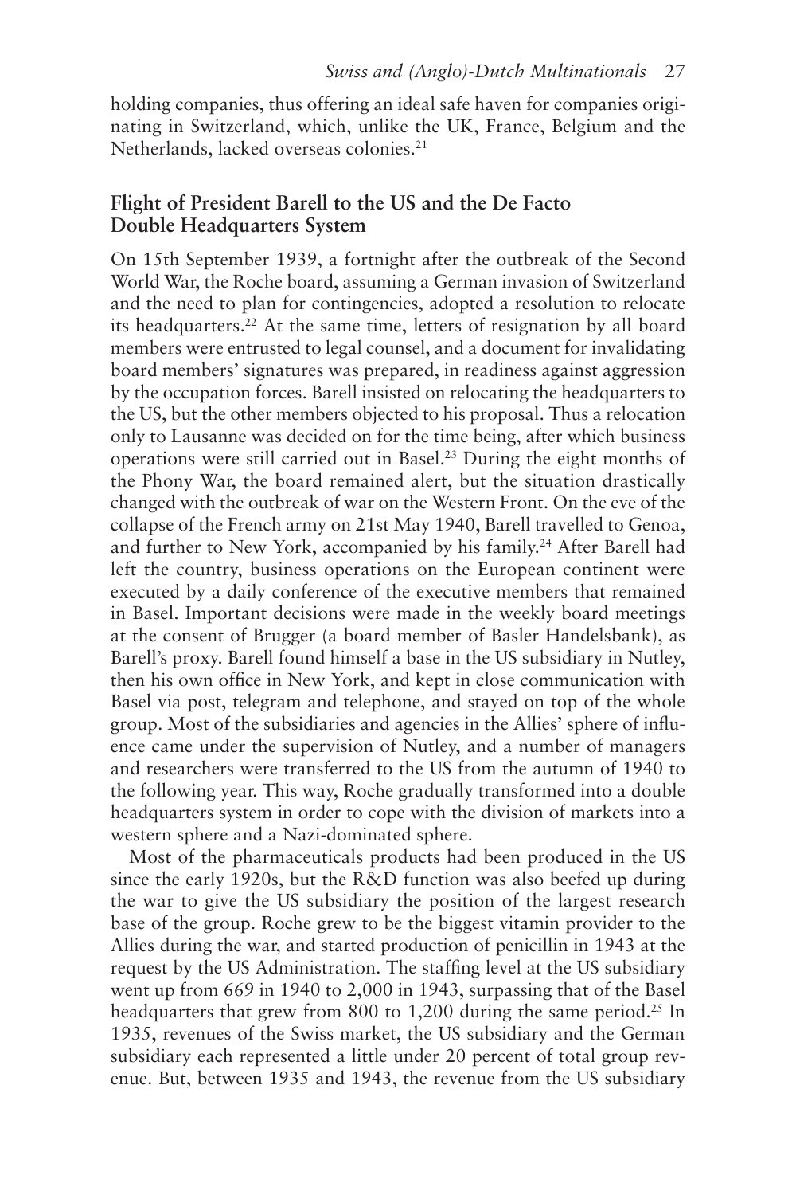holding companies, thus offering an ideal safe haven for companies originating in Switzerland, which, unlike the UK, France, Belgium and the Netherlands, lacked overseas colonies.[21]

## Flight of President Barell to the US and the De Facto Double Headquarters System

On 15th September 1939, a fortnight after the outbreak of the Second World War, the Roche board, assuming a German invasion of Switzerland and the need to plan for contingencies, adopted a resolution to relocate its headquarters.[22] At the same time, letters of resignation by all board members were entrusted to legal counsel, and a document for invalidating board members' signatures was prepared, in readiness against aggression by the occupation forces. Barell insisted on relocating the headquarters to the US, but the other members objected to his proposal. Thus a relocation only to Lausanne was decided on for the time being, after which business operations were still carried out in Basel.[23] During the eight months of the Phony War, the board remained alert, but the situation drastically changed with the outbreak of war on the Western Front. On the eve of the collapse of the French army on 21st May 1940, Barell travelled to Genoa, and further to New York, accompanied by his family.[24] After Barell had left the country, business operations on the European continent were executed by a daily conference of the executive members that remained in Basel. Important decisions were made in the weekly board meetings at the consent of Brugger (a board member of Basler Handelsbank), as Barell's proxy. Barell found himself a base in the US subsidiary in Nutley, then his own office in New York, and kept in close communication with Basel via post, telegram and telephone, and stayed on top of the whole group. Most of the subsidiaries and agencies in the Allies' sphere of influence came under the supervision of Nutley, and a number of managers and researchers were transferred to the US from the autumn of 1940 to the following year. This way, Roche gradually transformed into a double headquarters system in order to cope with the division of markets into a western sphere and a Nazi-dominated sphere.

Most of the pharmaceuticals products had been produced in the US since the early 1920s, but the R&D function was also beefed up during the war to give the US subsidiary the position of the largest research base of the group. Roche grew to be the biggest vitamin provider to the Allies during the war, and started production of penicillin in 1943 at the request by the US Administration. The staffing level at the US subsidiary went up from 669 in 1940 to 2,000 in 1943, surpassing that of the Basel headquarters that grew from 800 to 1,200 during the same period.[25] In 1935, revenues of the Swiss market, the US subsidiary and the German subsidiary each represented a little under 20 percent of total group revenue. But, between 1935 and 1943, the revenue from the US subsidiary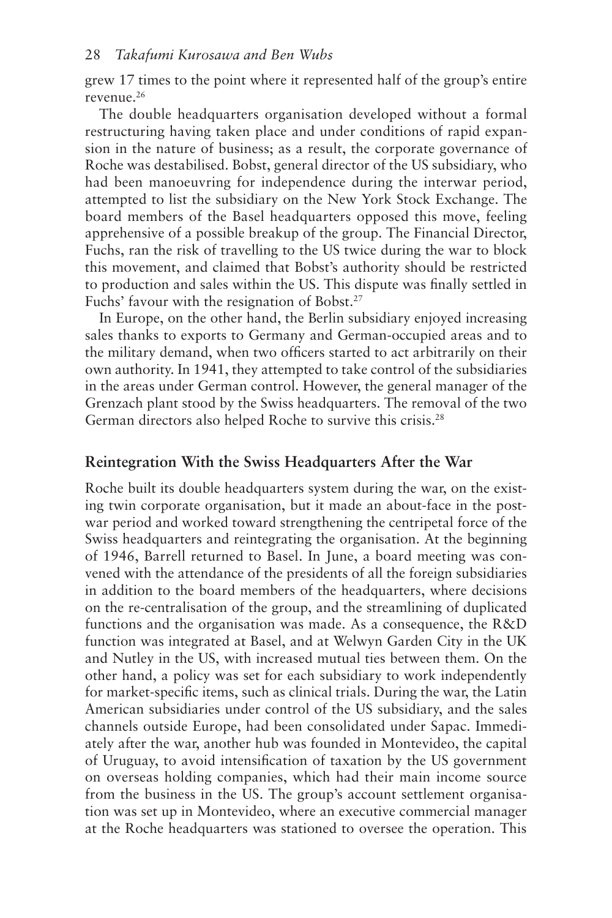grew 17 times to the point where it represented half of the group's entire revenue.[26]

The double headquarters organisation developed without a formal restructuring having taken place and under conditions of rapid expansion in the nature of business; as a result, the corporate governance of Roche was destabilised. Bobst, general director of the US subsidiary, who had been manoeuvring for independence during the interwar period, attempted to list the subsidiary on the New York Stock Exchange. The board members of the Basel headquarters opposed this move, feeling apprehensive of a possible breakup of the group. The Financial Director, Fuchs, ran the risk of travelling to the US twice during the war to block this movement, and claimed that Bobst's authority should be restricted to production and sales within the US. This dispute was finally settled in Fuchs' favour with the resignation of Bobst.[27]

In Europe, on the other hand, the Berlin subsidiary enjoyed increasing sales thanks to exports to Germany and German-occupied areas and to the military demand, when two officers started to act arbitrarily on their own authority. In 1941, they attempted to take control of the subsidiaries in the areas under German control. However, the general manager of the Grenzach plant stood by the Swiss headquarters. The removal of the two German directors also helped Roche to survive this crisis.[28]

## Reintegration With the Swiss Headquarters After the War

Roche built its double headquarters system during the war, on the existing twin corporate organisation, but it made an about-face in the postwar period and worked toward strengthening the centripetal force of the Swiss headquarters and reintegrating the organisation. At the beginning of 1946, Barrell returned to Basel. In June, a board meeting was convened with the attendance of the presidents of all the foreign subsidiaries in addition to the board members of the headquarters, where decisions on the re-centralisation of the group, and the streamlining of duplicated functions and the organisation was made. As a consequence, the R&D function was integrated at Basel, and at Welwyn Garden City in the UK and Nutley in the US, with increased mutual ties between them. On the other hand, a policy was set for each subsidiary to work independently for market-specific items, such as clinical trials. During the war, the Latin American subsidiaries under control of the US subsidiary, and the sales channels outside Europe, had been consolidated under Sapac. Immediately after the war, another hub was founded in Montevideo, the capital of Uruguay, to avoid intensification of taxation by the US government on overseas holding companies, which had their main income source from the business in the US. The group's account settlement organisation was set up in Montevideo, where an executive commercial manager at the Roche headquarters was stationed to oversee the operation. This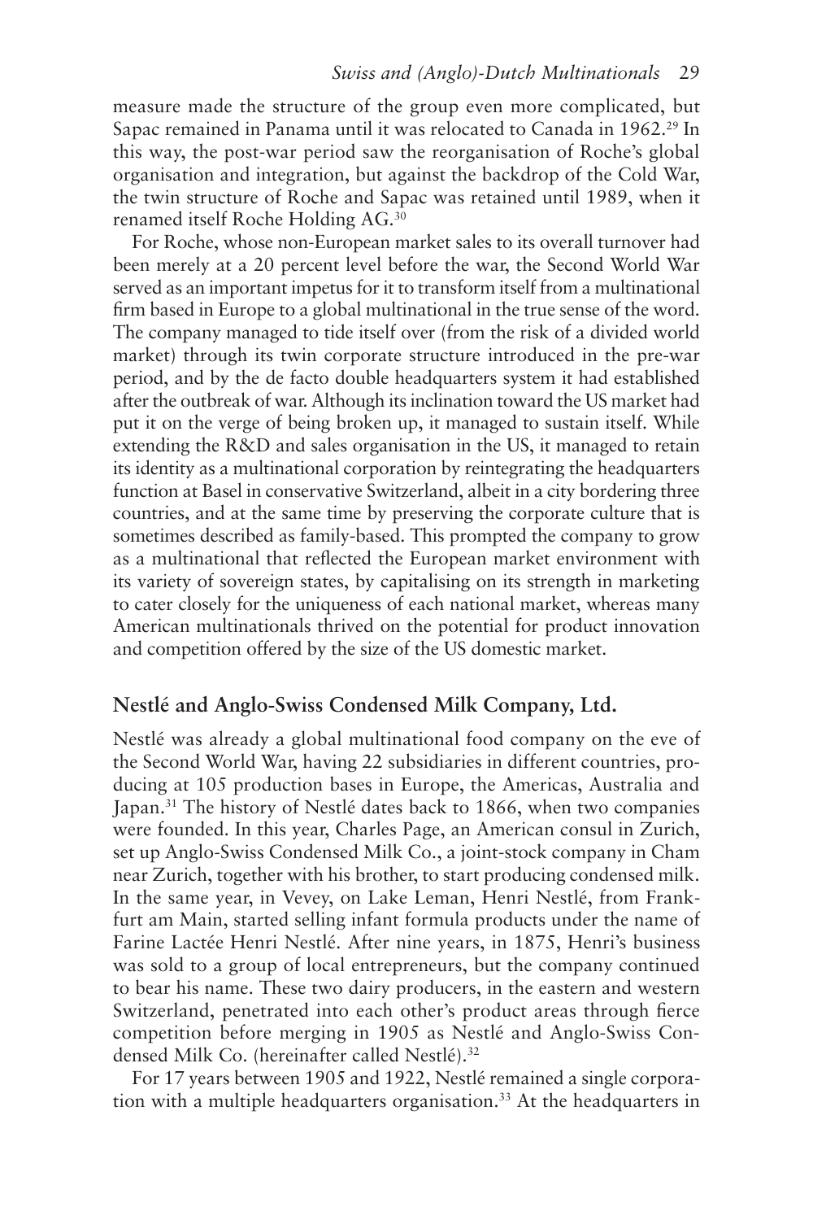measure made the structure of the group even more complicated, but Sapac remained in Panama until it was relocated to Canada in 1962.[29] In this way, the post-war period saw the reorganisation of Roche's global organisation and integration, but against the backdrop of the Cold War, the twin structure of Roche and Sapac was retained until 1989, when it renamed itself Roche Holding AG.[30]

For Roche, whose non-European market sales to its overall turnover had been merely at a 20 percent level before the war, the Second World War served as an important impetus for it to transform itself from a multinational firm based in Europe to a global multinational in the true sense of the word. The company managed to tide itself over (from the risk of a divided world market) through its twin corporate structure introduced in the pre-war period, and by the de facto double headquarters system it had established after the outbreak of war. Although its inclination toward the US market had put it on the verge of being broken up, it managed to sustain itself. While extending the R&D and sales organisation in the US, it managed to retain its identity as a multinational corporation by reintegrating the headquarters function at Basel in conservative Switzerland, albeit in a city bordering three countries, and at the same time by preserving the corporate culture that is sometimes described as family-based. This prompted the company to grow as a multinational that reflected the European market environment with its variety of sovereign states, by capitalising on its strength in marketing to cater closely for the uniqueness of each national market, whereas many American multinationals thrived on the potential for product innovation and competition offered by the size of the US domestic market.

## Nestlé and Anglo-Swiss Condensed Milk Company, Ltd.

Nestlé was already a global multinational food company on the eve of the Second World War, having 22 subsidiaries in different countries, producing at 105 production bases in Europe, the Americas, Australia and Japan.[31] The history of Nestlé dates back to 1866, when two companies were founded. In this year, Charles Page, an American consul in Zurich, set up Anglo-Swiss Condensed Milk Co., a joint-stock company in Cham near Zurich, together with his brother, to start producing condensed milk. In the same year, in Vevey, on Lake Leman, Henri Nestlé, from Frankfurt am Main, started selling infant formula products under the name of Farine Lactée Henri Nestlé. After nine years, in 1875, Henri's business was sold to a group of local entrepreneurs, but the company continued to bear his name. These two dairy producers, in the eastern and western Switzerland, penetrated into each other's product areas through fierce competition before merging in 1905 as Nestlé and Anglo-Swiss Condensed Milk Co. (hereinafter called Nestlé).[32]

For 17 years between 1905 and 1922, Nestlé remained a single corporation with a multiple headquarters organisation.[33] At the headquarters in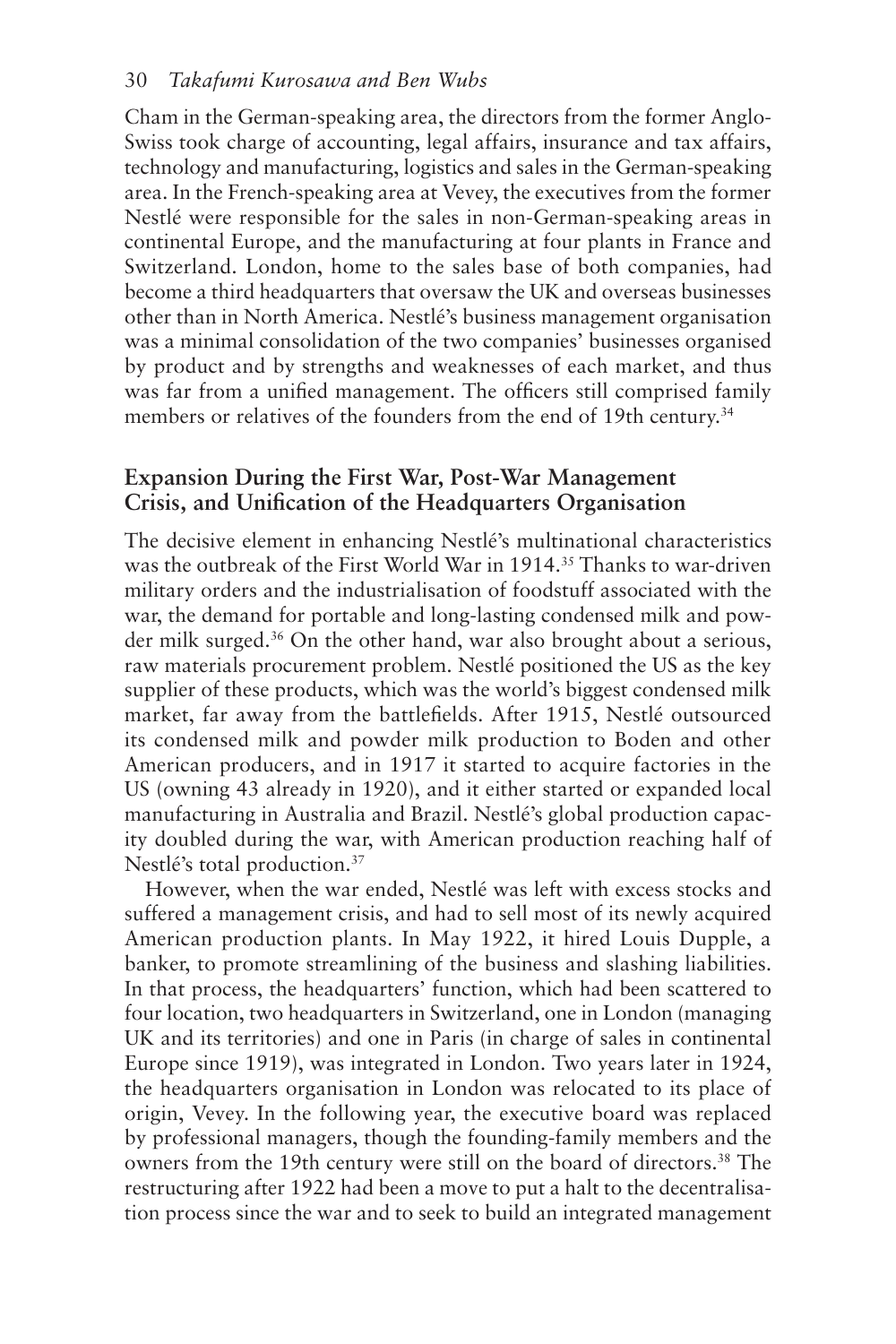Cham in the German-speaking area, the directors from the former Anglo-Swiss took charge of accounting, legal affairs, insurance and tax affairs, technology and manufacturing, logistics and sales in the German-speaking area. In the French-speaking area at Vevey, the executives from the former Nestlé were responsible for the sales in non-German-speaking areas in continental Europe, and the manufacturing at four plants in France and Switzerland. London, home to the sales base of both companies, had become a third headquarters that oversaw the UK and overseas businesses other than in North America. Nestlé's business management organisation was a minimal consolidation of the two companies' businesses organised by product and by strengths and weaknesses of each market, and thus was far from a unified management. The officers still comprised family members or relatives of the founders from the end of 19th century.[34]

## Expansion During the First War, Post-War Management Crisis, and Unification of the Headquarters Organisation

The decisive element in enhancing Nestlé's multinational characteristics was the outbreak of the First World War in 1914.[35] Thanks to war-driven military orders and the industrialisation of foodstuff associated with the war, the demand for portable and long-lasting condensed milk and powder milk surged.[36] On the other hand, war also brought about a serious, raw materials procurement problem. Nestlé positioned the US as the key supplier of these products, which was the world's biggest condensed milk market, far away from the battlefields. After 1915, Nestlé outsourced its condensed milk and powder milk production to Boden and other American producers, and in 1917 it started to acquire factories in the US (owning 43 already in 1920), and it either started or expanded local manufacturing in Australia and Brazil. Nestlé's global production capacity doubled during the war, with American production reaching half of Nestlé's total production.[37]

However, when the war ended, Nestlé was left with excess stocks and suffered a management crisis, and had to sell most of its newly acquired American production plants. In May 1922, it hired Louis Dupple, a banker, to promote streamlining of the business and slashing liabilities. In that process, the headquarters' function, which had been scattered to four location, two headquarters in Switzerland, one in London (managing UK and its territories) and one in Paris (in charge of sales in continental Europe since 1919), was integrated in London. Two years later in 1924, the headquarters organisation in London was relocated to its place of origin, Vevey. In the following year, the executive board was replaced by professional managers, though the founding-family members and the owners from the 19th century were still on the board of directors.[38] The restructuring after 1922 had been a move to put a halt to the decentralisation process since the war and to seek to build an integrated management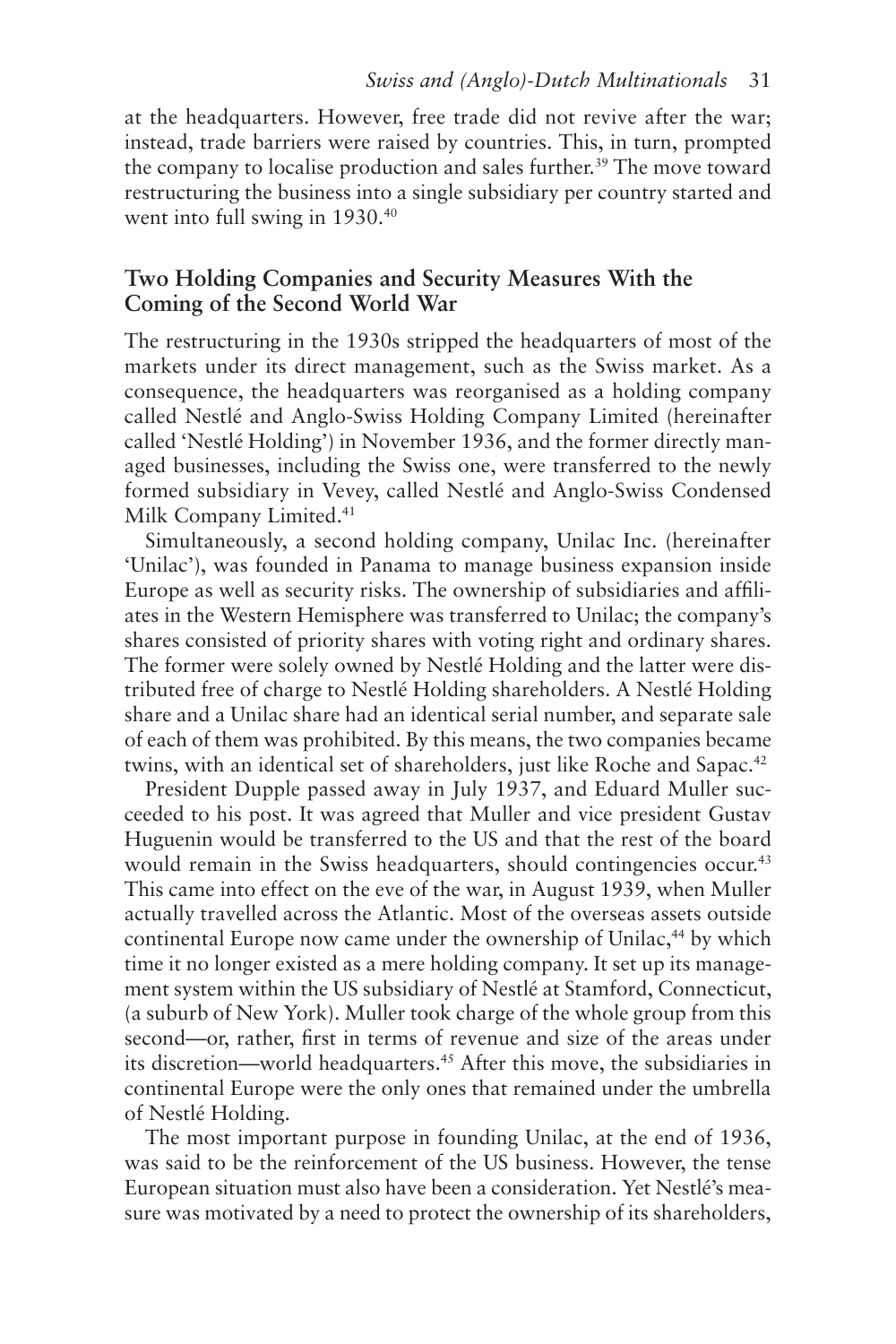at the headquarters. However, free trade did not revive after the war; instead, trade barriers were raised by countries. This, in turn, prompted the company to localise production and sales further.[39] The move toward restructuring the business into a single subsidiary per country started and went into full swing in 1930.[40]

## Two Holding Companies and Security Measures With the Coming of the Second World War

The restructuring in the 1930s stripped the headquarters of most of the markets under its direct management, such as the Swiss market. As a consequence, the headquarters was reorganised as a holding company called Nestlé and Anglo-Swiss Holding Company Limited (hereinafter called 'Nestlé Holding') in November 1936, and the former directly managed businesses, including the Swiss one, were transferred to the newly formed subsidiary in Vevey, called Nestlé and Anglo-Swiss Condensed Milk Company Limited.[41]

Simultaneously, a second holding company, Unilac Inc. (hereinafter 'Unilac'), was founded in Panama to manage business expansion inside Europe as well as security risks. The ownership of subsidiaries and affiliates in the Western Hemisphere was transferred to Unilac; the company's shares consisted of priority shares with voting right and ordinary shares. The former were solely owned by Nestlé Holding and the latter were distributed free of charge to Nestlé Holding shareholders. A Nestlé Holding share and a Unilac share had an identical serial number, and separate sale of each of them was prohibited. By this means, the two companies became twins, with an identical set of shareholders, just like Roche and Sapac.[42]

President Dupple passed away in July 1937, and Eduard Muller succeeded to his post. It was agreed that Muller and vice president Gustav Huguenin would be transferred to the US and that the rest of the board would remain in the Swiss headquarters, should contingencies occur.[43] This came into effect on the eve of the war, in August 1939, when Muller actually travelled across the Atlantic. Most of the overseas assets outside continental Europe now came under the ownership of Unilac,[44] by which time it no longer existed as a mere holding company. It set up its management system within the US subsidiary of Nestlé at Stamford, Connecticut, (a suburb of New York). Muller took charge of the whole group from this second—or, rather, first in terms of revenue and size of the areas under its discretion—world headquarters.[45] After this move, the subsidiaries in continental Europe were the only ones that remained under the umbrella of Nestlé Holding.

The most important purpose in founding Unilac, at the end of 1936, was said to be the reinforcement of the US business. However, the tense European situation must also have been a consideration. Yet Nestlé's measure was motivated by a need to protect the ownership of its shareholders,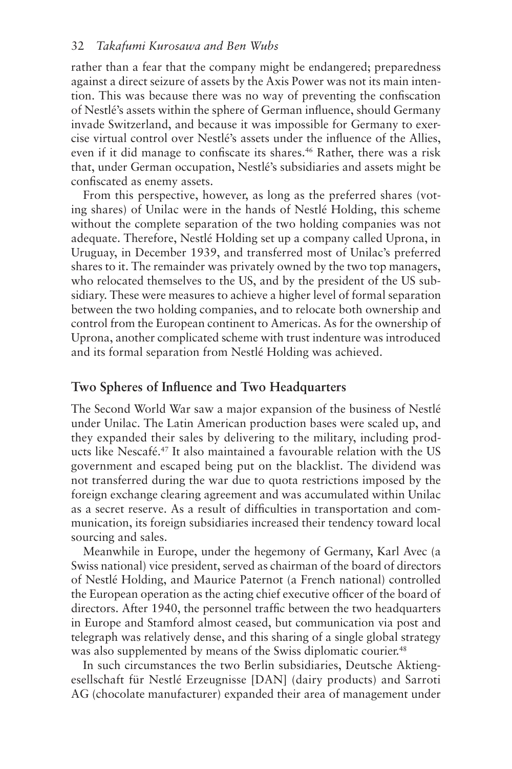rather than a fear that the company might be endangered; preparedness against a direct seizure of assets by the Axis Power was not its main intention. This was because there was no way of preventing the confiscation of Nestlé's assets within the sphere of German influence, should Germany invade Switzerland, and because it was impossible for Germany to exercise virtual control over Nestlé's assets under the influence of the Allies, even if it did manage to confiscate its shares.[46] Rather, there was a risk that, under German occupation, Nestlé's subsidiaries and assets might be confiscated as enemy assets.

From this perspective, however, as long as the preferred shares (voting shares) of Unilac were in the hands of Nestlé Holding, this scheme without the complete separation of the two holding companies was not adequate. Therefore, Nestlé Holding set up a company called Uprona, in Uruguay, in December 1939, and transferred most of Unilac's preferred shares to it. The remainder was privately owned by the two top managers, who relocated themselves to the US, and by the president of the US subsidiary. These were measures to achieve a higher level of formal separation between the two holding companies, and to relocate both ownership and control from the European continent to Americas. As for the ownership of Uprona, another complicated scheme with trust indenture was introduced and its formal separation from Nestlé Holding was achieved.

## Two Spheres of Influence and Two Headquarters

The Second World War saw a major expansion of the business of Nestlé under Unilac. The Latin American production bases were scaled up, and they expanded their sales by delivering to the military, including products like Nescafé.[47] It also maintained a favourable relation with the US government and escaped being put on the blacklist. The dividend was not transferred during the war due to quota restrictions imposed by the foreign exchange clearing agreement and was accumulated within Unilac as a secret reserve. As a result of difficulties in transportation and communication, its foreign subsidiaries increased their tendency toward local sourcing and sales.

Meanwhile in Europe, under the hegemony of Germany, Karl Avec (a Swiss national) vice president, served as chairman of the board of directors of Nestlé Holding, and Maurice Paternot (a French national) controlled the European operation as the acting chief executive officer of the board of directors. After 1940, the personnel traffic between the two headquarters in Europe and Stamford almost ceased, but communication via post and telegraph was relatively dense, and this sharing of a single global strategy was also supplemented by means of the Swiss diplomatic courier.[48]

In such circumstances the two Berlin subsidiaries, Deutsche Aktiengesellschaft für Nestlé Erzeugnisse [DAN] (dairy products) and Sarroti AG (chocolate manufacturer) expanded their area of management under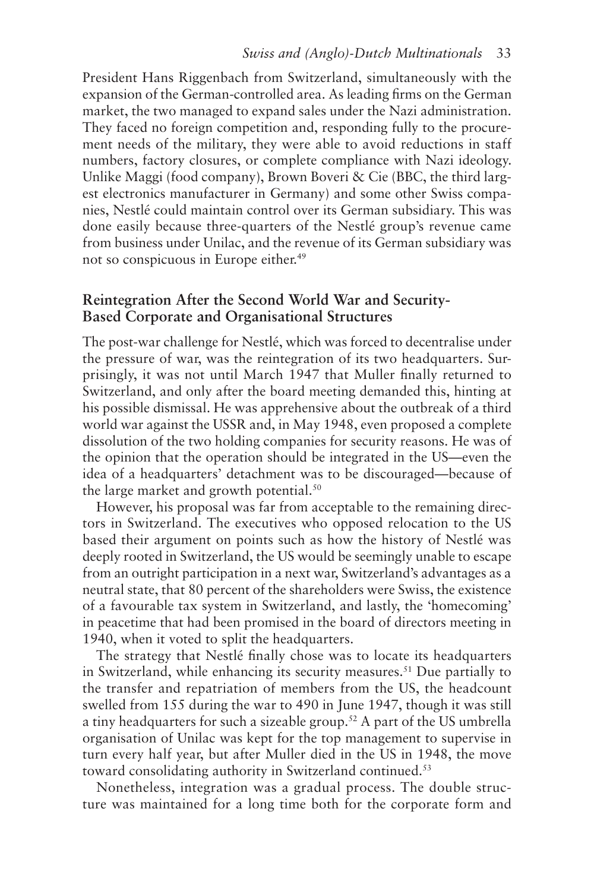President Hans Riggenbach from Switzerland, simultaneously with the expansion of the German-controlled area. As leading firms on the German market, the two managed to expand sales under the Nazi administration. They faced no foreign competition and, responding fully to the procurement needs of the military, they were able to avoid reductions in staff numbers, factory closures, or complete compliance with Nazi ideology. Unlike Maggi (food company), Brown Boveri & Cie (BBC, the third largest electronics manufacturer in Germany) and some other Swiss companies, Nestlé could maintain control over its German subsidiary. This was done easily because three-quarters of the Nestlé group's revenue came from business under Unilac, and the revenue of its German subsidiary was not so conspicuous in Europe either.[49]

## Reintegration After the Second World War and Security-Based Corporate and Organisational Structures

The post-war challenge for Nestlé, which was forced to decentralise under the pressure of war, was the reintegration of its two headquarters. Surprisingly, it was not until March 1947 that Muller finally returned to Switzerland, and only after the board meeting demanded this, hinting at his possible dismissal. He was apprehensive about the outbreak of a third world war against the USSR and, in May 1948, even proposed a complete dissolution of the two holding companies for security reasons. He was of the opinion that the operation should be integrated in the US—even the idea of a headquarters' detachment was to be discouraged—because of the large market and growth potential.[50]

However, his proposal was far from acceptable to the remaining directors in Switzerland. The executives who opposed relocation to the US based their argument on points such as how the history of Nestlé was deeply rooted in Switzerland, the US would be seemingly unable to escape from an outright participation in a next war, Switzerland's advantages as a neutral state, that 80 percent of the shareholders were Swiss, the existence of a favourable tax system in Switzerland, and lastly, the 'homecoming' in peacetime that had been promised in the board of directors meeting in 1940, when it voted to split the headquarters.

The strategy that Nestlé finally chose was to locate its headquarters in Switzerland, while enhancing its security measures.[51] Due partially to the transfer and repatriation of members from the US, the headcount swelled from 155 during the war to 490 in June 1947, though it was still a tiny headquarters for such a sizeable group.[52] A part of the US umbrella organisation of Unilac was kept for the top management to supervise in turn every half year, but after Muller died in the US in 1948, the move toward consolidating authority in Switzerland continued.[53]

Nonetheless, integration was a gradual process. The double structure was maintained for a long time both for the corporate form and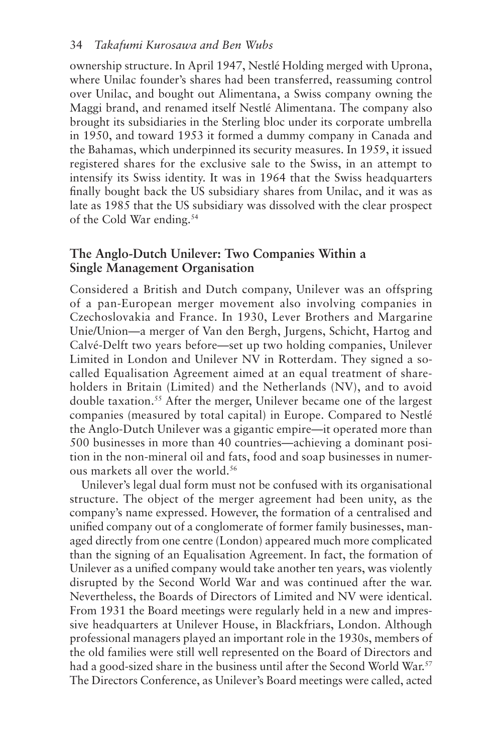ownership structure. In April 1947, Nestlé Holding merged with Uprona, where Unilac founder's shares had been transferred, reassuming control over Unilac, and bought out Alimentana, a Swiss company owning the Maggi brand, and renamed itself Nestlé Alimentana. The company also brought its subsidiaries in the Sterling bloc under its corporate umbrella in 1950, and toward 1953 it formed a dummy company in Canada and the Bahamas, which underpinned its security measures. In 1959, it issued registered shares for the exclusive sale to the Swiss, in an attempt to intensify its Swiss identity. It was in 1964 that the Swiss headquarters finally bought back the US subsidiary shares from Unilac, and it was as late as 1985 that the US subsidiary was dissolved with the clear prospect of the Cold War ending.[54]

## The Anglo-Dutch Unilever: Two Companies Within a Single Management Organisation

Considered a British and Dutch company, Unilever was an offspring of a pan-European merger movement also involving companies in Czechoslovakia and France. In 1930, Lever Brothers and Margarine Unie/Union—a merger of Van den Bergh, Jurgens, Schicht, Hartog and Calvé-Delft two years before—set up two holding companies, Unilever Limited in London and Unilever NV in Rotterdam. They signed a so-called Equalisation Agreement aimed at an equal treatment of shareholders in Britain (Limited) and the Netherlands (NV), and to avoid double taxation.[55] After the merger, Unilever became one of the largest companies (measured by total capital) in Europe. Compared to Nestlé the Anglo-Dutch Unilever was a gigantic empire—it operated more than 500 businesses in more than 40 countries—achieving a dominant position in the non-mineral oil and fats, food and soap businesses in numerous markets all over the world.[56]

Unilever's legal dual form must not be confused with its organisational structure. The object of the merger agreement had been unity, as the company's name expressed. However, the formation of a centralised and unified company out of a conglomerate of former family businesses, managed directly from one centre (London) appeared much more complicated than the signing of an Equalisation Agreement. In fact, the formation of Unilever as a unified company would take another ten years, was violently disrupted by the Second World War and was continued after the war. Nevertheless, the Boards of Directors of Limited and NV were identical. From 1931 the Board meetings were regularly held in a new and impressive headquarters at Unilever House, in Blackfriars, London. Although professional managers played an important role in the 1930s, members of the old families were still well represented on the Board of Directors and had a good-sized share in the business until after the Second World War.[57] The Directors Conference, as Unilever's Board meetings were called, acted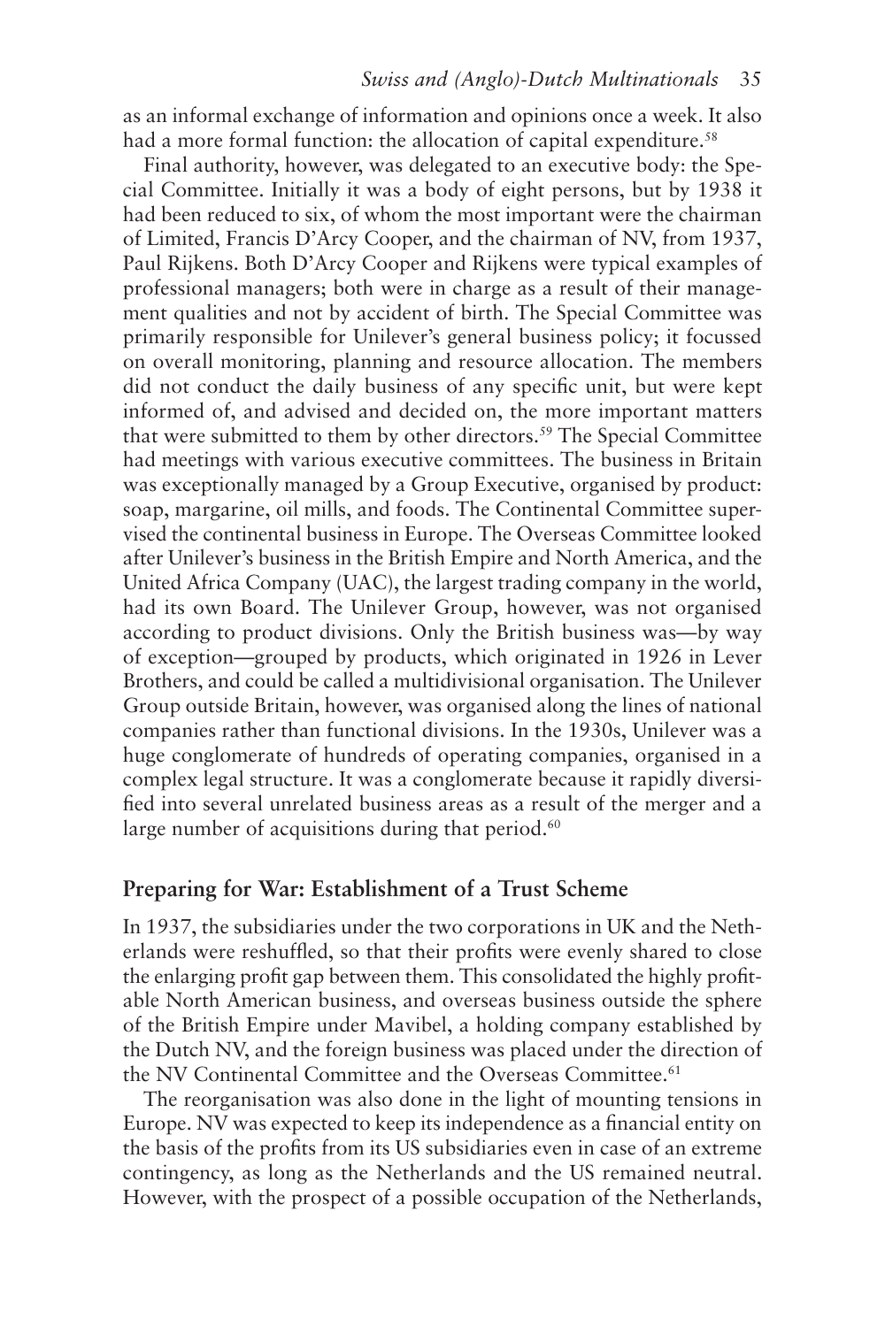as an informal exchange of information and opinions once a week. It also had a more formal function: the allocation of capital expenditure.[58]

Final authority, however, was delegated to an executive body: the Special Committee. Initially it was a body of eight persons, but by 1938 it had been reduced to six, of whom the most important were the chairman of Limited, Francis D'Arcy Cooper, and the chairman of NV, from 1937, Paul Rijkens. Both D'Arcy Cooper and Rijkens were typical examples of professional managers; both were in charge as a result of their management qualities and not by accident of birth. The Special Committee was primarily responsible for Unilever's general business policy; it focussed on overall monitoring, planning and resource allocation. The members did not conduct the daily business of any specific unit, but were kept informed of, and advised and decided on, the more important matters that were submitted to them by other directors.[59] The Special Committee had meetings with various executive committees. The business in Britain was exceptionally managed by a Group Executive, organised by product: soap, margarine, oil mills, and foods. The Continental Committee supervised the continental business in Europe. The Overseas Committee looked after Unilever's business in the British Empire and North America, and the United Africa Company (UAC), the largest trading company in the world, had its own Board. The Unilever Group, however, was not organised according to product divisions. Only the British business was—by way of exception—grouped by products, which originated in 1926 in Lever Brothers, and could be called a multidivisional organisation. The Unilever Group outside Britain, however, was organised along the lines of national companies rather than functional divisions. In the 1930s, Unilever was a huge conglomerate of hundreds of operating companies, organised in a complex legal structure. It was a conglomerate because it rapidly diversified into several unrelated business areas as a result of the merger and a large number of acquisitions during that period.[60]

## Preparing for War: Establishment of a Trust Scheme

In 1937, the subsidiaries under the two corporations in UK and the Netherlands were reshuffled, so that their profits were evenly shared to close the enlarging profit gap between them. This consolidated the highly profitable North American business, and overseas business outside the sphere of the British Empire under Mavibel, a holding company established by the Dutch NV, and the foreign business was placed under the direction of the NV Continental Committee and the Overseas Committee.[61]

The reorganisation was also done in the light of mounting tensions in Europe. NV was expected to keep its independence as a financial entity on the basis of the profits from its US subsidiaries even in case of an extreme contingency, as long as the Netherlands and the US remained neutral. However, with the prospect of a possible occupation of the Netherlands,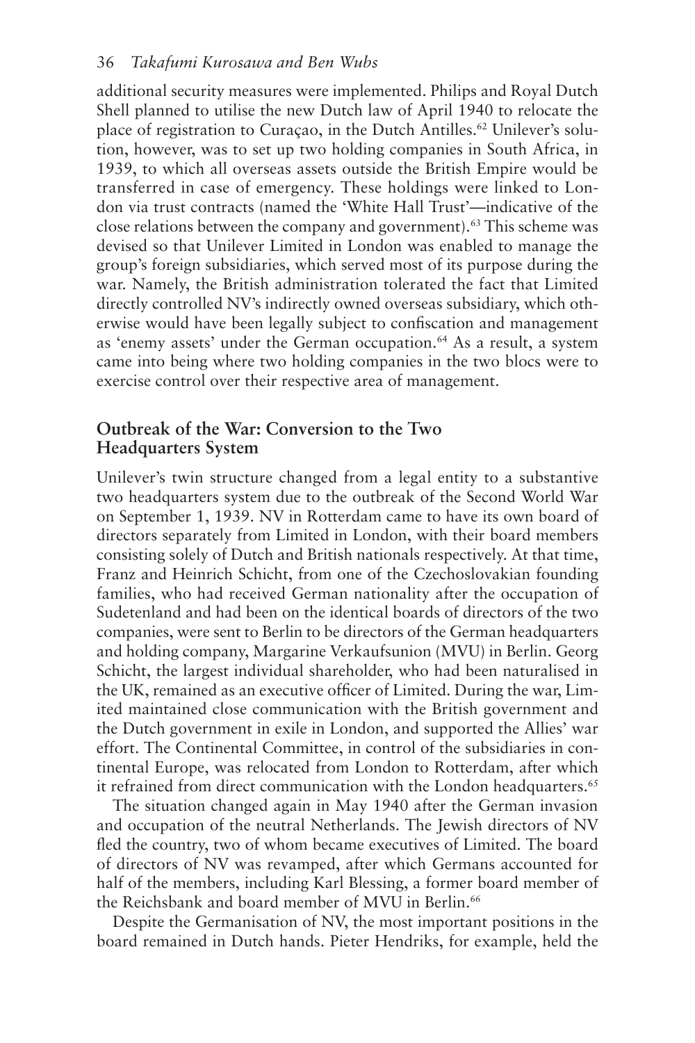additional security measures were implemented. Philips and Royal Dutch Shell planned to utilise the new Dutch law of April 1940 to relocate the place of registration to Curaçao, in the Dutch Antilles.[62] Unilever's solution, however, was to set up two holding companies in South Africa, in 1939, to which all overseas assets outside the British Empire would be transferred in case of emergency. These holdings were linked to London via trust contracts (named the 'White Hall Trust'—indicative of the close relations between the company and government).[63] This scheme was devised so that Unilever Limited in London was enabled to manage the group's foreign subsidiaries, which served most of its purpose during the war. Namely, the British administration tolerated the fact that Limited directly controlled NV's indirectly owned overseas subsidiary, which otherwise would have been legally subject to confiscation and management as 'enemy assets' under the German occupation.[64] As a result, a system came into being where two holding companies in the two blocs were to exercise control over their respective area of management.

## Outbreak of the War: Conversion to the Two Headquarters System

Unilever's twin structure changed from a legal entity to a substantive two headquarters system due to the outbreak of the Second World War on September 1, 1939. NV in Rotterdam came to have its own board of directors separately from Limited in London, with their board members consisting solely of Dutch and British nationals respectively. At that time, Franz and Heinrich Schicht, from one of the Czechoslovakian founding families, who had received German nationality after the occupation of Sudetenland and had been on the identical boards of directors of the two companies, were sent to Berlin to be directors of the German headquarters and holding company, Margarine Verkaufsunion (MVU) in Berlin. Georg Schicht, the largest individual shareholder, who had been naturalised in the UK, remained as an executive officer of Limited. During the war, Limited maintained close communication with the British government and the Dutch government in exile in London, and supported the Allies' war effort. The Continental Committee, in control of the subsidiaries in continental Europe, was relocated from London to Rotterdam, after which it refrained from direct communication with the London headquarters.[65]

The situation changed again in May 1940 after the German invasion and occupation of the neutral Netherlands. The Jewish directors of NV fled the country, two of whom became executives of Limited. The board of directors of NV was revamped, after which Germans accounted for half of the members, including Karl Blessing, a former board member of the Reichsbank and board member of MVU in Berlin.[66]

Despite the Germanisation of NV, the most important positions in the board remained in Dutch hands. Pieter Hendriks, for example, held the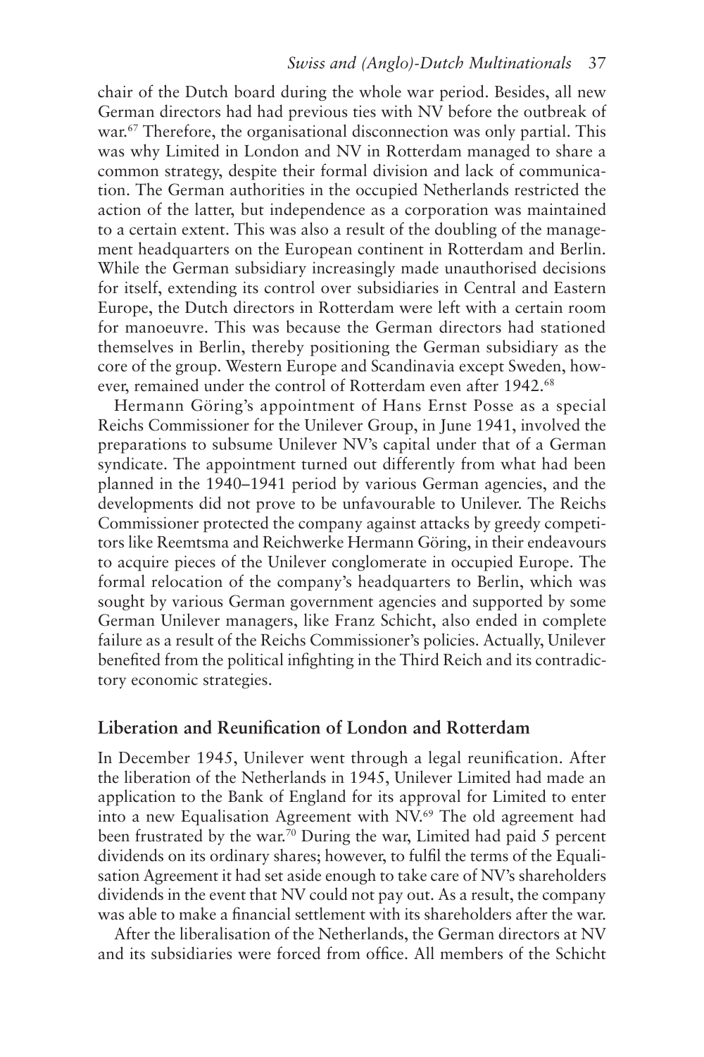chair of the Dutch board during the whole war period. Besides, all new German directors had had previous ties with NV before the outbreak of war.[67] Therefore, the organisational disconnection was only partial. This was why Limited in London and NV in Rotterdam managed to share a common strategy, despite their formal division and lack of communication. The German authorities in the occupied Netherlands restricted the action of the latter, but independence as a corporation was maintained to a certain extent. This was also a result of the doubling of the management headquarters on the European continent in Rotterdam and Berlin. While the German subsidiary increasingly made unauthorised decisions for itself, extending its control over subsidiaries in Central and Eastern Europe, the Dutch directors in Rotterdam were left with a certain room for manoeuvre. This was because the German directors had stationed themselves in Berlin, thereby positioning the German subsidiary as the core of the group. Western Europe and Scandinavia except Sweden, however, remained under the control of Rotterdam even after 1942.[68]

Hermann Göring's appointment of Hans Ernst Posse as a special Reichs Commissioner for the Unilever Group, in June 1941, involved the preparations to subsume Unilever NV's capital under that of a German syndicate. The appointment turned out differently from what had been planned in the 1940–1941 period by various German agencies, and the developments did not prove to be unfavourable to Unilever. The Reichs Commissioner protected the company against attacks by greedy competitors like Reemtsma and Reichwerke Hermann Göring, in their endeavours to acquire pieces of the Unilever conglomerate in occupied Europe. The formal relocation of the company's headquarters to Berlin, which was sought by various German government agencies and supported by some German Unilever managers, like Franz Schicht, also ended in complete failure as a result of the Reichs Commissioner's policies. Actually, Unilever benefited from the political infighting in the Third Reich and its contradictory economic strategies.

## Liberation and Reunification of London and Rotterdam

In December 1945, Unilever went through a legal reunification. After the liberation of the Netherlands in 1945, Unilever Limited had made an application to the Bank of England for its approval for Limited to enter into a new Equalisation Agreement with NV.[69] The old agreement had been frustrated by the war.[70] During the war, Limited had paid 5 percent dividends on its ordinary shares; however, to fulfil the terms of the Equalisation Agreement it had set aside enough to take care of NV's shareholders dividends in the event that NV could not pay out. As a result, the company was able to make a financial settlement with its shareholders after the war.

After the liberalisation of the Netherlands, the German directors at NV and its subsidiaries were forced from office. All members of the Schicht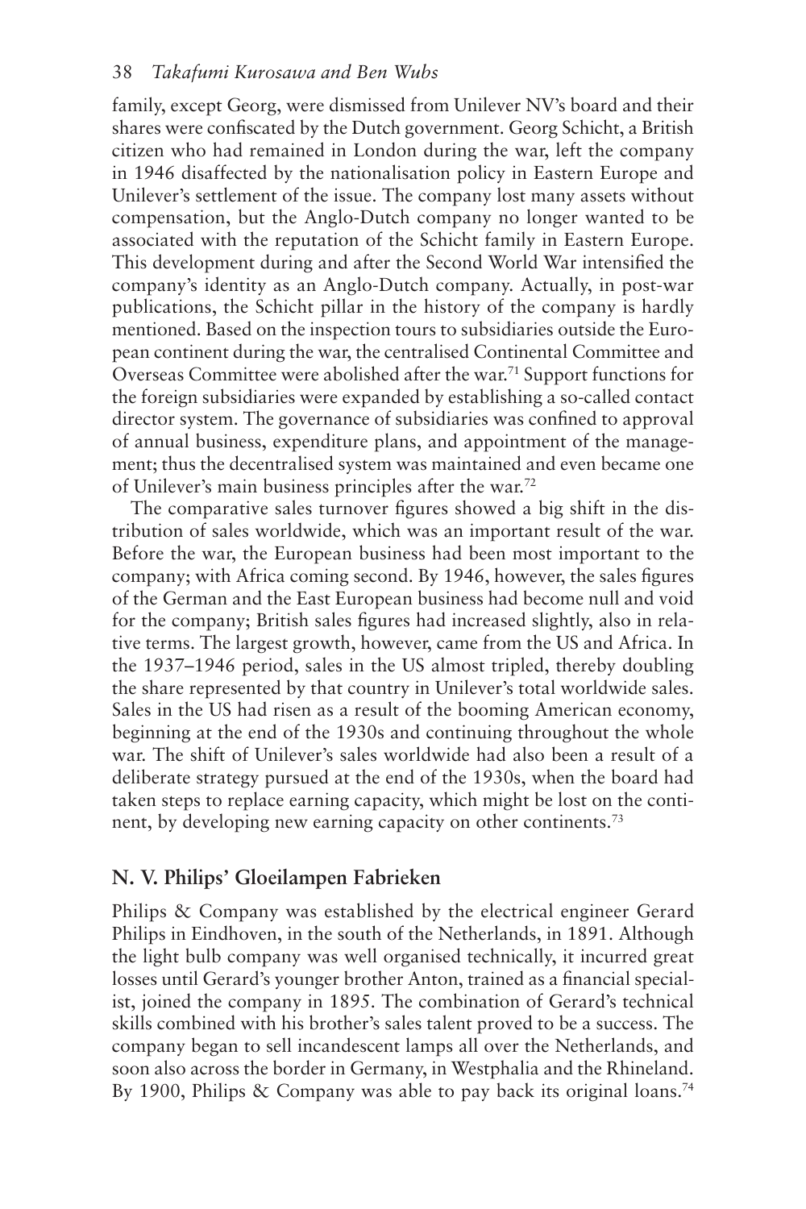family, except Georg, were dismissed from Unilever NV's board and their shares were confiscated by the Dutch government. Georg Schicht, a British citizen who had remained in London during the war, left the company in 1946 disaffected by the nationalisation policy in Eastern Europe and Unilever's settlement of the issue. The company lost many assets without compensation, but the Anglo-Dutch company no longer wanted to be associated with the reputation of the Schicht family in Eastern Europe. This development during and after the Second World War intensified the company's identity as an Anglo-Dutch company. Actually, in post-war publications, the Schicht pillar in the history of the company is hardly mentioned. Based on the inspection tours to subsidiaries outside the European continent during the war, the centralised Continental Committee and Overseas Committee were abolished after the war.[71] Support functions for the foreign subsidiaries were expanded by establishing a so-called contact director system. The governance of subsidiaries was confined to approval of annual business, expenditure plans, and appointment of the management; thus the decentralised system was maintained and even became one of Unilever's main business principles after the war.[72]

The comparative sales turnover figures showed a big shift in the distribution of sales worldwide, which was an important result of the war. Before the war, the European business had been most important to the company; with Africa coming second. By 1946, however, the sales figures of the German and the East European business had become null and void for the company; British sales figures had increased slightly, also in relative terms. The largest growth, however, came from the US and Africa. In the 1937–1946 period, sales in the US almost tripled, thereby doubling the share represented by that country in Unilever's total worldwide sales. Sales in the US had risen as a result of the booming American economy, beginning at the end of the 1930s and continuing throughout the whole war. The shift of Unilever's sales worldwide had also been a result of a deliberate strategy pursued at the end of the 1930s, when the board had taken steps to replace earning capacity, which might be lost on the continent, by developing new earning capacity on other continents.[73]

## N. V. Philips' Gloeilampen Fabrieken

Philips & Company was established by the electrical engineer Gerard Philips in Eindhoven, in the south of the Netherlands, in 1891. Although the light bulb company was well organised technically, it incurred great losses until Gerard's younger brother Anton, trained as a financial specialist, joined the company in 1895. The combination of Gerard's technical skills combined with his brother's sales talent proved to be a success. The company began to sell incandescent lamps all over the Netherlands, and soon also across the border in Germany, in Westphalia and the Rhineland. By 1900, Philips & Company was able to pay back its original loans.[74]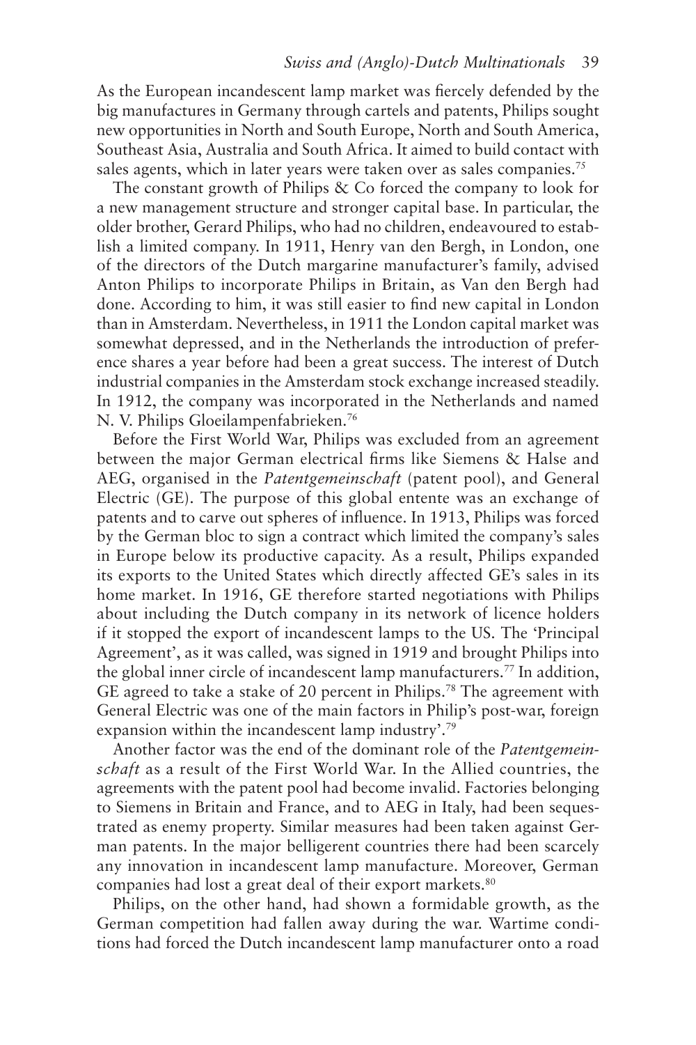As the European incandescent lamp market was fiercely defended by the big manufactures in Germany through cartels and patents, Philips sought new opportunities in North and South Europe, North and South America, Southeast Asia, Australia and South Africa. It aimed to build contact with sales agents, which in later years were taken over as sales companies.[75]

The constant growth of Philips & Co forced the company to look for a new management structure and stronger capital base. In particular, the older brother, Gerard Philips, who had no children, endeavoured to establish a limited company. In 1911, Henry van den Bergh, in London, one of the directors of the Dutch margarine manufacturer's family, advised Anton Philips to incorporate Philips in Britain, as Van den Bergh had done. According to him, it was still easier to find new capital in London than in Amsterdam. Nevertheless, in 1911 the London capital market was somewhat depressed, and in the Netherlands the introduction of preference shares a year before had been a great success. The interest of Dutch industrial companies in the Amsterdam stock exchange increased steadily. In 1912, the company was incorporated in the Netherlands and named N. V. Philips Gloeilampenfabrieken.[76]

Before the First World War, Philips was excluded from an agreement between the major German electrical firms like Siemens & Halse and AEG, organised in the *Patentgemeinschaft* (patent pool), and General Electric (GE). The purpose of this global entente was an exchange of patents and to carve out spheres of influence. In 1913, Philips was forced by the German bloc to sign a contract which limited the company's sales in Europe below its productive capacity. As a result, Philips expanded its exports to the United States which directly affected GE's sales in its home market. In 1916, GE therefore started negotiations with Philips about including the Dutch company in its network of licence holders if it stopped the export of incandescent lamps to the US. The 'Principal Agreement', as it was called, was signed in 1919 and brought Philips into the global inner circle of incandescent lamp manufacturers.[77] In addition, GE agreed to take a stake of 20 percent in Philips.[78] The agreement with General Electric was one of the main factors in Philip's post-war, foreign expansion within the incandescent lamp industry'.[79]

Another factor was the end of the dominant role of the *Patentgemeinschaft* as a result of the First World War. In the Allied countries, the agreements with the patent pool had become invalid. Factories belonging to Siemens in Britain and France, and to AEG in Italy, had been sequestrated as enemy property. Similar measures had been taken against German patents. In the major belligerent countries there had been scarcely any innovation in incandescent lamp manufacture. Moreover, German companies had lost a great deal of their export markets.[80]

Philips, on the other hand, had shown a formidable growth, as the German competition had fallen away during the war. Wartime conditions had forced the Dutch incandescent lamp manufacturer onto a road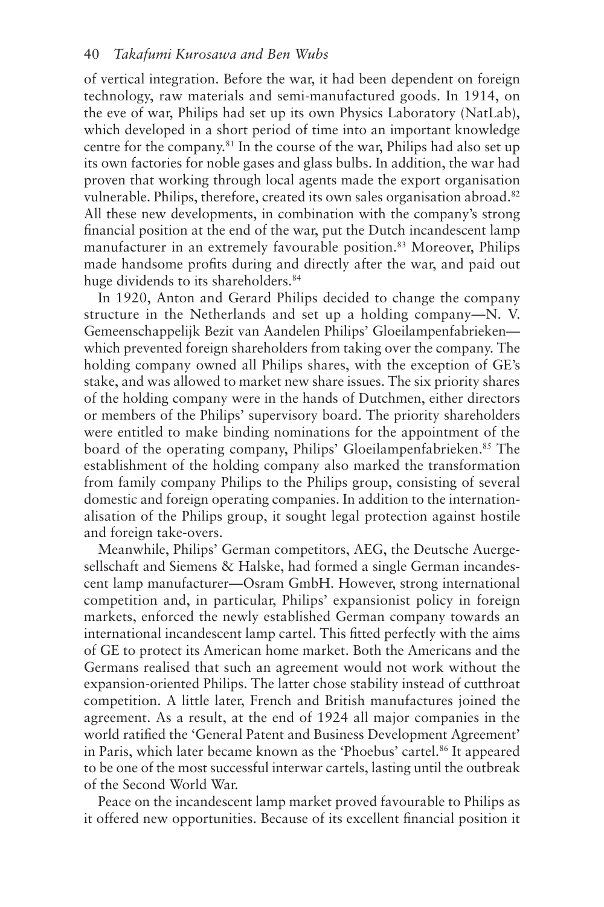of vertical integration. Before the war, it had been dependent on foreign technology, raw materials and semi-manufactured goods. In 1914, on the eve of war, Philips had set up its own Physics Laboratory (NatLab), which developed in a short period of time into an important knowledge centre for the company.[81] In the course of the war, Philips had also set up its own factories for noble gases and glass bulbs. In addition, the war had proven that working through local agents made the export organisation vulnerable. Philips, therefore, created its own sales organisation abroad.[82] All these new developments, in combination with the company's strong financial position at the end of the war, put the Dutch incandescent lamp manufacturer in an extremely favourable position.[83] Moreover, Philips made handsome profits during and directly after the war, and paid out huge dividends to its shareholders.[84]

In 1920, Anton and Gerard Philips decided to change the company structure in the Netherlands and set up a holding company—N. V. Gemeenschappelijk Bezit van Aandelen Philips' Gloeilampenfabrieken—which prevented foreign shareholders from taking over the company. The holding company owned all Philips shares, with the exception of GE's stake, and was allowed to market new share issues. The six priority shares of the holding company were in the hands of Dutchmen, either directors or members of the Philips' supervisory board. The priority shareholders were entitled to make binding nominations for the appointment of the board of the operating company, Philips' Gloeilampenfabrieken.[85] The establishment of the holding company also marked the transformation from family company Philips to the Philips group, consisting of several domestic and foreign operating companies. In addition to the internationalisation of the Philips group, it sought legal protection against hostile and foreign take-overs.

Meanwhile, Philips' German competitors, AEG, the Deutsche Auergesellschaft and Siemens & Halske, had formed a single German incandescent lamp manufacturer—Osram GmbH. However, strong international competition and, in particular, Philips' expansionist policy in foreign markets, enforced the newly established German company towards an international incandescent lamp cartel. This fitted perfectly with the aims of GE to protect its American home market. Both the Americans and the Germans realised that such an agreement would not work without the expansion-oriented Philips. The latter chose stability instead of cutthroat competition. A little later, French and British manufactures joined the agreement. As a result, at the end of 1924 all major companies in the world ratified the 'General Patent and Business Development Agreement' in Paris, which later became known as the 'Phoebus' cartel.[86] It appeared to be one of the most successful interwar cartels, lasting until the outbreak of the Second World War.

Peace on the incandescent lamp market proved favourable to Philips as it offered new opportunities. Because of its excellent financial position it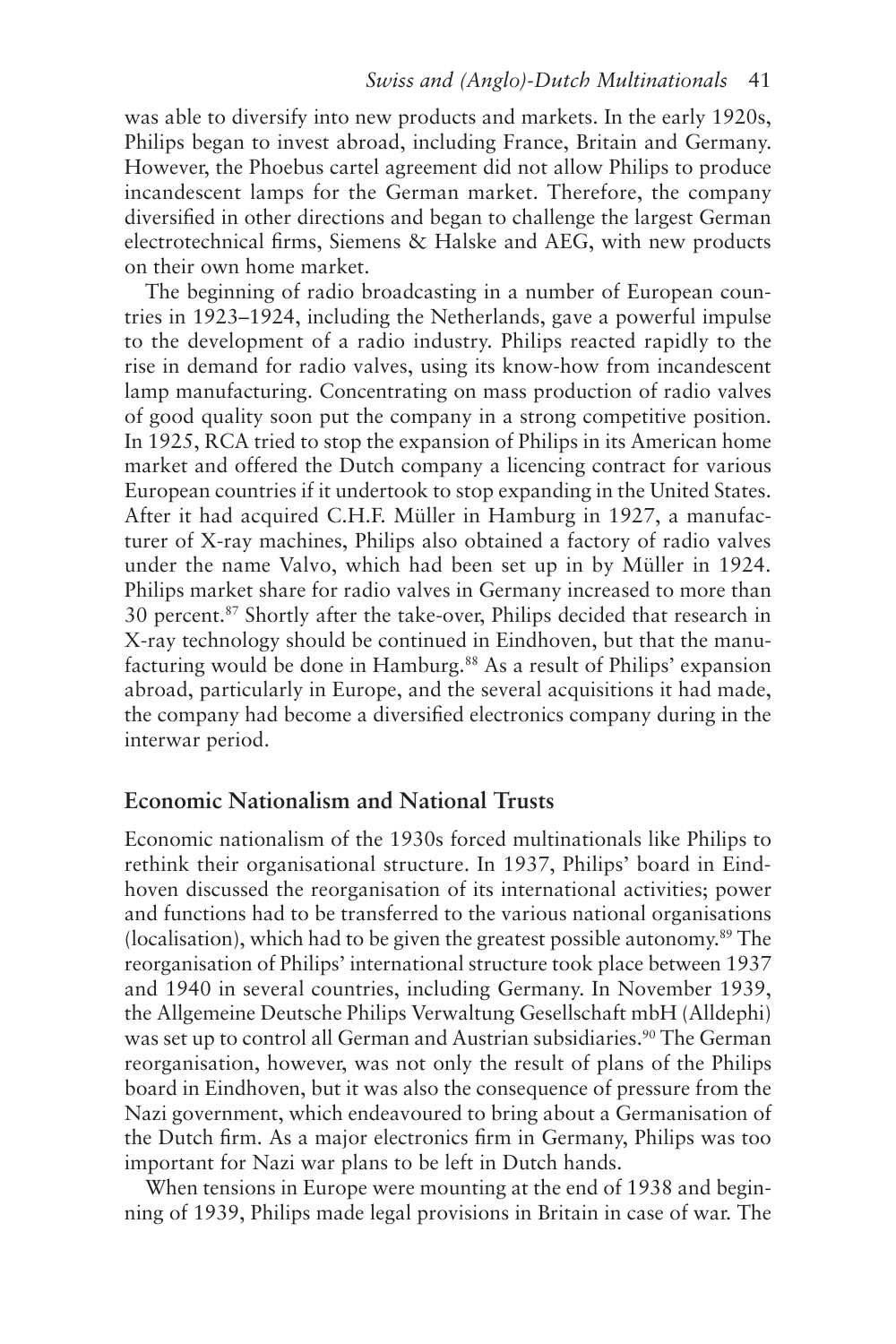was able to diversify into new products and markets. In the early 1920s, Philips began to invest abroad, including France, Britain and Germany. However, the Phoebus cartel agreement did not allow Philips to produce incandescent lamps for the German market. Therefore, the company diversified in other directions and began to challenge the largest German electrotechnical firms, Siemens & Halske and AEG, with new products on their own home market.

The beginning of radio broadcasting in a number of European countries in 1923–1924, including the Netherlands, gave a powerful impulse to the development of a radio industry. Philips reacted rapidly to the rise in demand for radio valves, using its know-how from incandescent lamp manufacturing. Concentrating on mass production of radio valves of good quality soon put the company in a strong competitive position. In 1925, RCA tried to stop the expansion of Philips in its American home market and offered the Dutch company a licencing contract for various European countries if it undertook to stop expanding in the United States. After it had acquired C.H.F. Müller in Hamburg in 1927, a manufacturer of X-ray machines, Philips also obtained a factory of radio valves under the name Valvo, which had been set up in by Müller in 1924. Philips market share for radio valves in Germany increased to more than 30 percent.[87] Shortly after the take-over, Philips decided that research in X-ray technology should be continued in Eindhoven, but that the manufacturing would be done in Hamburg.[88] As a result of Philips' expansion abroad, particularly in Europe, and the several acquisitions it had made, the company had become a diversified electronics company during in the interwar period.

## Economic Nationalism and National Trusts

Economic nationalism of the 1930s forced multinationals like Philips to rethink their organisational structure. In 1937, Philips' board in Eindhoven discussed the reorganisation of its international activities; power and functions had to be transferred to the various national organisations (localisation), which had to be given the greatest possible autonomy.[89] The reorganisation of Philips' international structure took place between 1937 and 1940 in several countries, including Germany. In November 1939, the Allgemeine Deutsche Philips Verwaltung Gesellschaft mbH (Alldephi) was set up to control all German and Austrian subsidiaries.[90] The German reorganisation, however, was not only the result of plans of the Philips board in Eindhoven, but it was also the consequence of pressure from the Nazi government, which endeavoured to bring about a Germanisation of the Dutch firm. As a major electronics firm in Germany, Philips was too important for Nazi war plans to be left in Dutch hands.

When tensions in Europe were mounting at the end of 1938 and beginning of 1939, Philips made legal provisions in Britain in case of war. The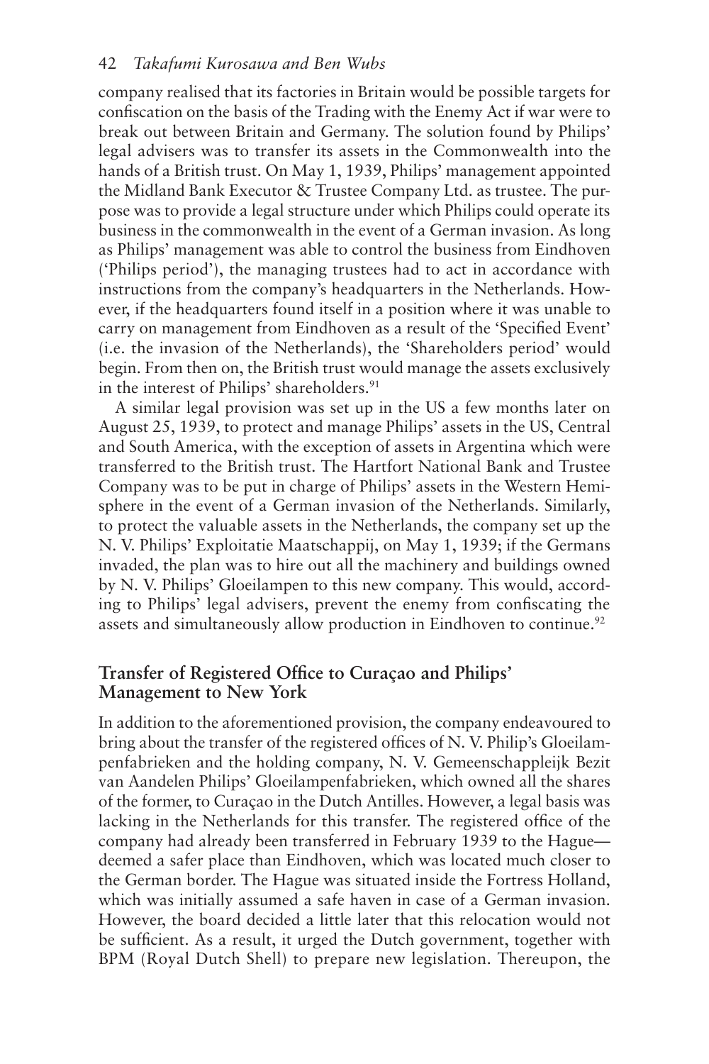company realised that its factories in Britain would be possible targets for confiscation on the basis of the Trading with the Enemy Act if war were to break out between Britain and Germany. The solution found by Philips' legal advisers was to transfer its assets in the Commonwealth into the hands of a British trust. On May 1, 1939, Philips' management appointed the Midland Bank Executor & Trustee Company Ltd. as trustee. The purpose was to provide a legal structure under which Philips could operate its business in the commonwealth in the event of a German invasion. As long as Philips' management was able to control the business from Eindhoven ('Philips period'), the managing trustees had to act in accordance with instructions from the company's headquarters in the Netherlands. However, if the headquarters found itself in a position where it was unable to carry on management from Eindhoven as a result of the 'Specified Event' (i.e. the invasion of the Netherlands), the 'Shareholders period' would begin. From then on, the British trust would manage the assets exclusively in the interest of Philips' shareholders.[91]

A similar legal provision was set up in the US a few months later on August 25, 1939, to protect and manage Philips' assets in the US, Central and South America, with the exception of assets in Argentina which were transferred to the British trust. The Hartfort National Bank and Trustee Company was to be put in charge of Philips' assets in the Western Hemisphere in the event of a German invasion of the Netherlands. Similarly, to protect the valuable assets in the Netherlands, the company set up the N. V. Philips' Exploitatie Maatschappij, on May 1, 1939; if the Germans invaded, the plan was to hire out all the machinery and buildings owned by N. V. Philips' Gloeilampen to this new company. This would, according to Philips' legal advisers, prevent the enemy from confiscating the assets and simultaneously allow production in Eindhoven to continue.[92]

## Transfer of Registered Office to Curaçao and Philips' Management to New York

In addition to the aforementioned provision, the company endeavoured to bring about the transfer of the registered offices of N. V. Philip's Gloeilampenfabrieken and the holding company, N. V. Gemeenschappleijk Bezit van Aandelen Philips' Gloeilampenfabrieken, which owned all the shares of the former, to Curaçao in the Dutch Antilles. However, a legal basis was lacking in the Netherlands for this transfer. The registered office of the company had already been transferred in February 1939 to the Hague—deemed a safer place than Eindhoven, which was located much closer to the German border. The Hague was situated inside the Fortress Holland, which was initially assumed a safe haven in case of a German invasion. However, the board decided a little later that this relocation would not be sufficient. As a result, it urged the Dutch government, together with BPM (Royal Dutch Shell) to prepare new legislation. Thereupon, the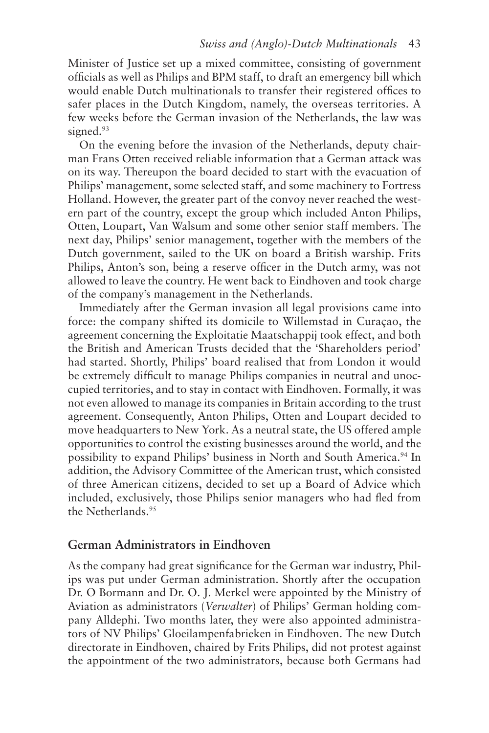Minister of Justice set up a mixed committee, consisting of government officials as well as Philips and BPM staff, to draft an emergency bill which would enable Dutch multinationals to transfer their registered offices to safer places in the Dutch Kingdom, namely, the overseas territories. A few weeks before the German invasion of the Netherlands, the law was signed.[93]

On the evening before the invasion of the Netherlands, deputy chairman Frans Otten received reliable information that a German attack was on its way. Thereupon the board decided to start with the evacuation of Philips' management, some selected staff, and some machinery to Fortress Holland. However, the greater part of the convoy never reached the western part of the country, except the group which included Anton Philips, Otten, Loupart, Van Walsum and some other senior staff members. The next day, Philips' senior management, together with the members of the Dutch government, sailed to the UK on board a British warship. Frits Philips, Anton's son, being a reserve officer in the Dutch army, was not allowed to leave the country. He went back to Eindhoven and took charge of the company's management in the Netherlands.

Immediately after the German invasion all legal provisions came into force: the company shifted its domicile to Willemstad in Curaçao, the agreement concerning the Exploitatie Maatschappij took effect, and both the British and American Trusts decided that the 'Shareholders period' had started. Shortly, Philips' board realised that from London it would be extremely difficult to manage Philips companies in neutral and unoccupied territories, and to stay in contact with Eindhoven. Formally, it was not even allowed to manage its companies in Britain according to the trust agreement. Consequently, Anton Philips, Otten and Loupart decided to move headquarters to New York. As a neutral state, the US offered ample opportunities to control the existing businesses around the world, and the possibility to expand Philips' business in North and South America.[94] In addition, the Advisory Committee of the American trust, which consisted of three American citizens, decided to set up a Board of Advice which included, exclusively, those Philips senior managers who had fled from the Netherlands.[95]

## German Administrators in Eindhoven

As the company had great significance for the German war industry, Philips was put under German administration. Shortly after the occupation Dr. O Bormann and Dr. O. J. Merkel were appointed by the Ministry of Aviation as administrators (*Verwalter*) of Philips' German holding company Alldephi. Two months later, they were also appointed administrators of NV Philips' Gloeilampenfabrieken in Eindhoven. The new Dutch directorate in Eindhoven, chaired by Frits Philips, did not protest against the appointment of the two administrators, because both Germans had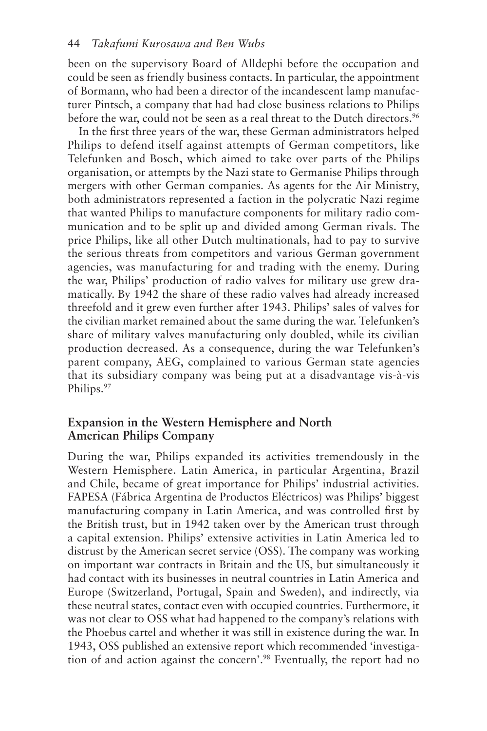been on the supervisory Board of Alldephi before the occupation and could be seen as friendly business contacts. In particular, the appointment of Bormann, who had been a director of the incandescent lamp manufacturer Pintsch, a company that had had close business relations to Philips before the war, could not be seen as a real threat to the Dutch directors.[96]

In the first three years of the war, these German administrators helped Philips to defend itself against attempts of German competitors, like Telefunken and Bosch, which aimed to take over parts of the Philips organisation, or attempts by the Nazi state to Germanise Philips through mergers with other German companies. As agents for the Air Ministry, both administrators represented a faction in the polycratic Nazi regime that wanted Philips to manufacture components for military radio communication and to be split up and divided among German rivals. The price Philips, like all other Dutch multinationals, had to pay to survive the serious threats from competitors and various German government agencies, was manufacturing for and trading with the enemy. During the war, Philips' production of radio valves for military use grew dramatically. By 1942 the share of these radio valves had already increased threefold and it grew even further after 1943. Philips' sales of valves for the civilian market remained about the same during the war. Telefunken's share of military valves manufacturing only doubled, while its civilian production decreased. As a consequence, during the war Telefunken's parent company, AEG, complained to various German state agencies that its subsidiary company was being put at a disadvantage vis-à-vis Philips.[97]

## Expansion in the Western Hemisphere and North American Philips Company

During the war, Philips expanded its activities tremendously in the Western Hemisphere. Latin America, in particular Argentina, Brazil and Chile, became of great importance for Philips' industrial activities. FAPESA (Fábrica Argentina de Productos Eléctricos) was Philips' biggest manufacturing company in Latin America, and was controlled first by the British trust, but in 1942 taken over by the American trust through a capital extension. Philips' extensive activities in Latin America led to distrust by the American secret service (OSS). The company was working on important war contracts in Britain and the US, but simultaneously it had contact with its businesses in neutral countries in Latin America and Europe (Switzerland, Portugal, Spain and Sweden), and indirectly, via these neutral states, contact even with occupied countries. Furthermore, it was not clear to OSS what had happened to the company's relations with the Phoebus cartel and whether it was still in existence during the war. In 1943, OSS published an extensive report which recommended 'investigation of and action against the concern'.[98] Eventually, the report had no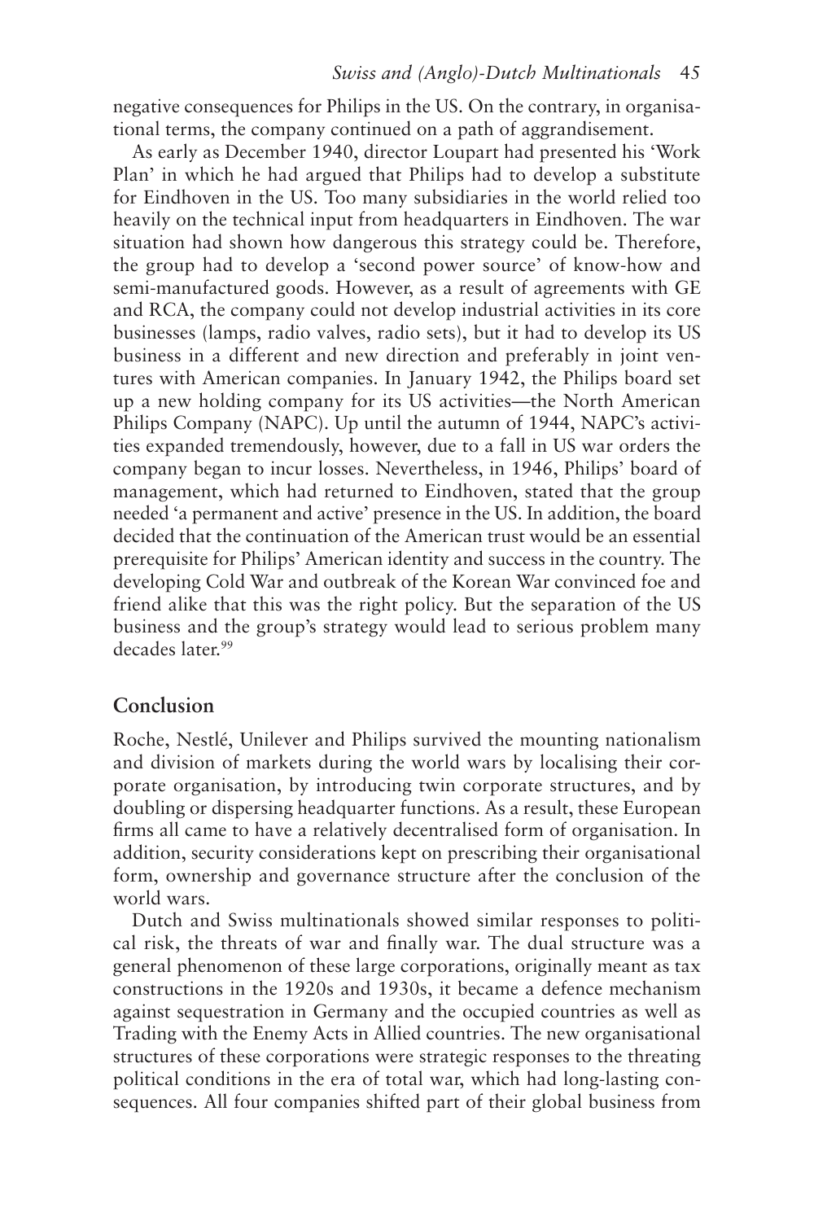negative consequences for Philips in the US. On the contrary, in organisational terms, the company continued on a path of aggrandisement.

As early as December 1940, director Loupart had presented his 'Work Plan' in which he had argued that Philips had to develop a substitute for Eindhoven in the US. Too many subsidiaries in the world relied too heavily on the technical input from headquarters in Eindhoven. The war situation had shown how dangerous this strategy could be. Therefore, the group had to develop a 'second power source' of know-how and semi-manufactured goods. However, as a result of agreements with GE and RCA, the company could not develop industrial activities in its core businesses (lamps, radio valves, radio sets), but it had to develop its US business in a different and new direction and preferably in joint ventures with American companies. In January 1942, the Philips board set up a new holding company for its US activities—the North American Philips Company (NAPC). Up until the autumn of 1944, NAPC's activities expanded tremendously, however, due to a fall in US war orders the company began to incur losses. Nevertheless, in 1946, Philips' board of management, which had returned to Eindhoven, stated that the group needed 'a permanent and active' presence in the US. In addition, the board decided that the continuation of the American trust would be an essential prerequisite for Philips' American identity and success in the country. The developing Cold War and outbreak of the Korean War convinced foe and friend alike that this was the right policy. But the separation of the US business and the group's strategy would lead to serious problem many decades later.[99]

## Conclusion

Roche, Nestlé, Unilever and Philips survived the mounting nationalism and division of markets during the world wars by localising their corporate organisation, by introducing twin corporate structures, and by doubling or dispersing headquarter functions. As a result, these European firms all came to have a relatively decentralised form of organisation. In addition, security considerations kept on prescribing their organisational form, ownership and governance structure after the conclusion of the world wars.

Dutch and Swiss multinationals showed similar responses to political risk, the threats of war and finally war. The dual structure was a general phenomenon of these large corporations, originally meant as tax constructions in the 1920s and 1930s, it became a defence mechanism against sequestration in Germany and the occupied countries as well as Trading with the Enemy Acts in Allied countries. The new organisational structures of these corporations were strategic responses to the threating political conditions in the era of total war, which had long-lasting consequences. All four companies shifted part of their global business from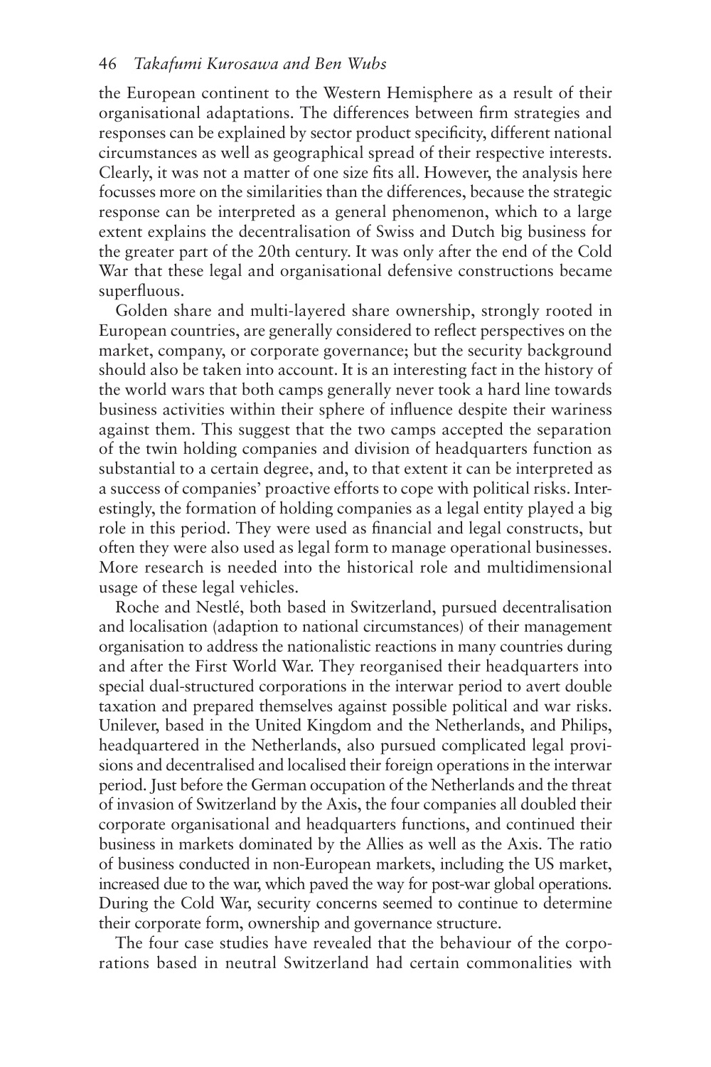the European continent to the Western Hemisphere as a result of their organisational adaptations. The differences between firm strategies and responses can be explained by sector product specificity, different national circumstances as well as geographical spread of their respective interests. Clearly, it was not a matter of one size fits all. However, the analysis here focusses more on the similarities than the differences, because the strategic response can be interpreted as a general phenomenon, which to a large extent explains the decentralisation of Swiss and Dutch big business for the greater part of the 20th century. It was only after the end of the Cold War that these legal and organisational defensive constructions became superfluous.

Golden share and multi-layered share ownership, strongly rooted in European countries, are generally considered to reflect perspectives on the market, company, or corporate governance; but the security background should also be taken into account. It is an interesting fact in the history of the world wars that both camps generally never took a hard line towards business activities within their sphere of influence despite their wariness against them. This suggest that the two camps accepted the separation of the twin holding companies and division of headquarters function as substantial to a certain degree, and, to that extent it can be interpreted as a success of companies' proactive efforts to cope with political risks. Interestingly, the formation of holding companies as a legal entity played a big role in this period. They were used as financial and legal constructs, but often they were also used as legal form to manage operational businesses. More research is needed into the historical role and multidimensional usage of these legal vehicles.

Roche and Nestlé, both based in Switzerland, pursued decentralisation and localisation (adaption to national circumstances) of their management organisation to address the nationalistic reactions in many countries during and after the First World War. They reorganised their headquarters into special dual-structured corporations in the interwar period to avert double taxation and prepared themselves against possible political and war risks. Unilever, based in the United Kingdom and the Netherlands, and Philips, headquartered in the Netherlands, also pursued complicated legal provisions and decentralised and localised their foreign operations in the interwar period. Just before the German occupation of the Netherlands and the threat of invasion of Switzerland by the Axis, the four companies all doubled their corporate organisational and headquarters functions, and continued their business in markets dominated by the Allies as well as the Axis. The ratio of business conducted in non-European markets, including the US market, increased due to the war, which paved the way for post-war global operations. During the Cold War, security concerns seemed to continue to determine their corporate form, ownership and governance structure.

The four case studies have revealed that the behaviour of the corporations based in neutral Switzerland had certain commonalities with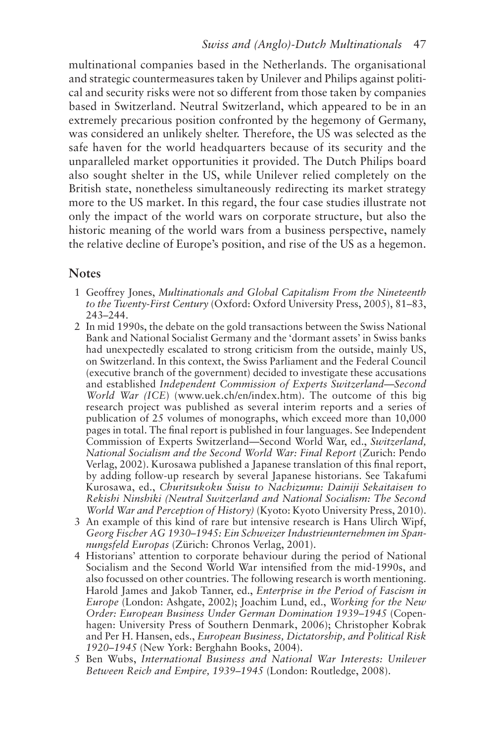multinational companies based in the Netherlands. The organisational and strategic countermeasures taken by Unilever and Philips against political and security risks were not so different from those taken by companies based in Switzerland. Neutral Switzerland, which appeared to be in an extremely precarious position confronted by the hegemony of Germany, was considered an unlikely shelter. Therefore, the US was selected as the safe haven for the world headquarters because of its security and the unparalleled market opportunities it provided. The Dutch Philips board also sought shelter in the US, while Unilever relied completely on the British state, nonetheless simultaneously redirecting its market strategy more to the US market. In this regard, the four case studies illustrate not only the impact of the world wars on corporate structure, but also the historic meaning of the world wars from a business perspective, namely the relative decline of Europe's position, and rise of the US as a hegemon.

## Notes

1. Geoffrey Jones, *Multinationals and Global Capitalism From the Nineteenth to the Twenty-First Century* (Oxford: Oxford University Press, 2005), 81–83, 243–244.
2. In mid 1990s, the debate on the gold transactions between the Swiss National Bank and National Socialist Germany and the 'dormant assets' in Swiss banks had unexpectedly escalated to strong criticism from the outside, mainly US, on Switzerland. In this context, the Swiss Parliament and the Federal Council (executive branch of the government) decided to investigate these accusations and established *Independent Commission of Experts Switzerland—Second World War (ICE)* (www.uek.ch/en/index.htm). The outcome of this big research project was published as several interim reports and a series of publication of 25 volumes of monographs, which exceed more than 10,000 pages in total. The final report is published in four languages. See Independent Commission of Experts Switzerland—Second World War, ed., *Switzerland, National Socialism and the Second World War: Final Report* (Zurich: Pendo Verlag, 2002). Kurosawa published a Japanese translation of this final report, by adding follow-up research by several Japanese historians. See Takafumi Kurosawa, ed., *Churitsukoku Suisu to Nachizumu: Dainiji Sekaitaisen to Rekishi Ninshiki (Neutral Switzerland and National Socialism: The Second World War and Perception of History)* (Kyoto: Kyoto University Press, 2010).
3. An example of this kind of rare but intensive research is Hans Ulirch Wipf, *Georg Fischer AG 1930–1945: Ein Schweizer Industrieunternehmen im Spannungsfeld Europas* (Zürich: Chronos Verlag, 2001).
4. Historians' attention to corporate behaviour during the period of National Socialism and the Second World War intensified from the mid-1990s, and also focussed on other countries. The following research is worth mentioning. Harold James and Jakob Tanner, ed., *Enterprise in the Period of Fascism in Europe* (London: Ashgate, 2002); Joachim Lund, ed., *Working for the New Order: European Business Under German Domination 1939–1945* (Copenhagen: University Press of Southern Denmark, 2006); Christopher Kobrak and Per H. Hansen, eds., *European Business, Dictatorship, and Political Risk 1920–1945* (New York: Berghahn Books, 2004).
5. Ben Wubs, *International Business and National War Interests: Unilever Between Reich and Empire, 1939–1945* (London: Routledge, 2008).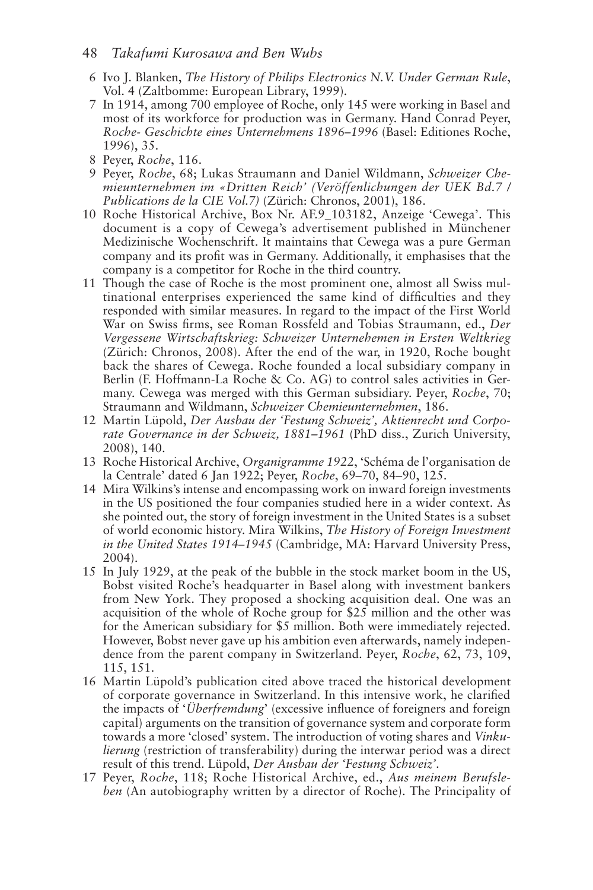6 Ivo J. Blanken, *The History of Philips Electronics N.V. Under German Rule*, Vol. 4 (Zaltbomme: European Library, 1999).

7 In 1914, among 700 employee of Roche, only 145 were working in Basel and most of its workforce for production was in Germany. Hand Conrad Peyer, *Roche- Geschichte eines Unternehmens 1896–1996* (Basel: Editiones Roche, 1996), 35.

8 Peyer, *Roche*, 116.

9 Peyer, *Roche*, 68; Lukas Straumann and Daniel Wildmann, *Schweizer Chemieunternehmen im «Dritten Reich' (Veröffenlichungen der UEK Bd.7 / Publications de la CIE Vol.7)* (Zürich: Chronos, 2001), 186.

10 Roche Historical Archive, Box Nr. AF.9_103182, Anzeige 'Cewega'. This document is a copy of Cewega's advertisement published in Münchener Medizinische Wochenschrift. It maintains that Cewega was a pure German company and its profit was in Germany. Additionally, it emphasises that the company is a competitor for Roche in the third country.

11 Though the case of Roche is the most prominent one, almost all Swiss multinational enterprises experienced the same kind of difficulties and they responded with similar measures. In regard to the impact of the First World War on Swiss firms, see Roman Rossfeld and Tobias Straumann, ed., *Der Vergessene Wirtschaftskrieg: Schweizer Unternehemen in Ersten Weltkrieg* (Zürich: Chronos, 2008). After the end of the war, in 1920, Roche bought back the shares of Cewega. Roche founded a local subsidiary company in Berlin (F. Hoffmann-La Roche & Co. AG) to control sales activities in Germany. Cewega was merged with this German subsidiary. Peyer, *Roche*, 70; Straumann and Wildmann, *Schweizer Chemieunternehmen*, 186.

12 Martin Lüpold, *Der Ausbau der 'Festung Schweiz', Aktienrecht und Corporate Governance in der Schweiz, 1881–1961* (PhD diss., Zurich University, 2008), 140.

13 Roche Historical Archive, *Organigramme 1922*, 'Schéma de l'organisation de la Centrale' dated 6 Jan 1922; Peyer, *Roche*, 69–70, 84–90, 125.

14 Mira Wilkins's intense and encompassing work on inward foreign investments in the US positioned the four companies studied here in a wider context. As she pointed out, the story of foreign investment in the United States is a subset of world economic history. Mira Wilkins, *The History of Foreign Investment in the United States 1914–1945* (Cambridge, MA: Harvard University Press, 2004).

15 In July 1929, at the peak of the bubble in the stock market boom in the US, Bobst visited Roche's headquarter in Basel along with investment bankers from New York. They proposed a shocking acquisition deal. One was an acquisition of the whole of Roche group for $25 million and the other was for the American subsidiary for $5 million. Both were immediately rejected. However, Bobst never gave up his ambition even afterwards, namely independence from the parent company in Switzerland. Peyer, *Roche*, 62, 73, 109, 115, 151.

16 Martin Lüpold's publication cited above traced the historical development of corporate governance in Switzerland. In this intensive work, he clarified the impacts of '*Überfremdung*' (excessive influence of foreigners and foreign capital) arguments on the transition of governance system and corporate form towards a more 'closed' system. The introduction of voting shares and *Vinkulierung* (restriction of transferability) during the interwar period was a direct result of this trend. Lüpold, *Der Ausbau der 'Festung Schweiz'*.

17 Peyer, *Roche*, 118; Roche Historical Archive, ed., *Aus meinem Berufsleben* (An autobiography written by a director of Roche). The Principality of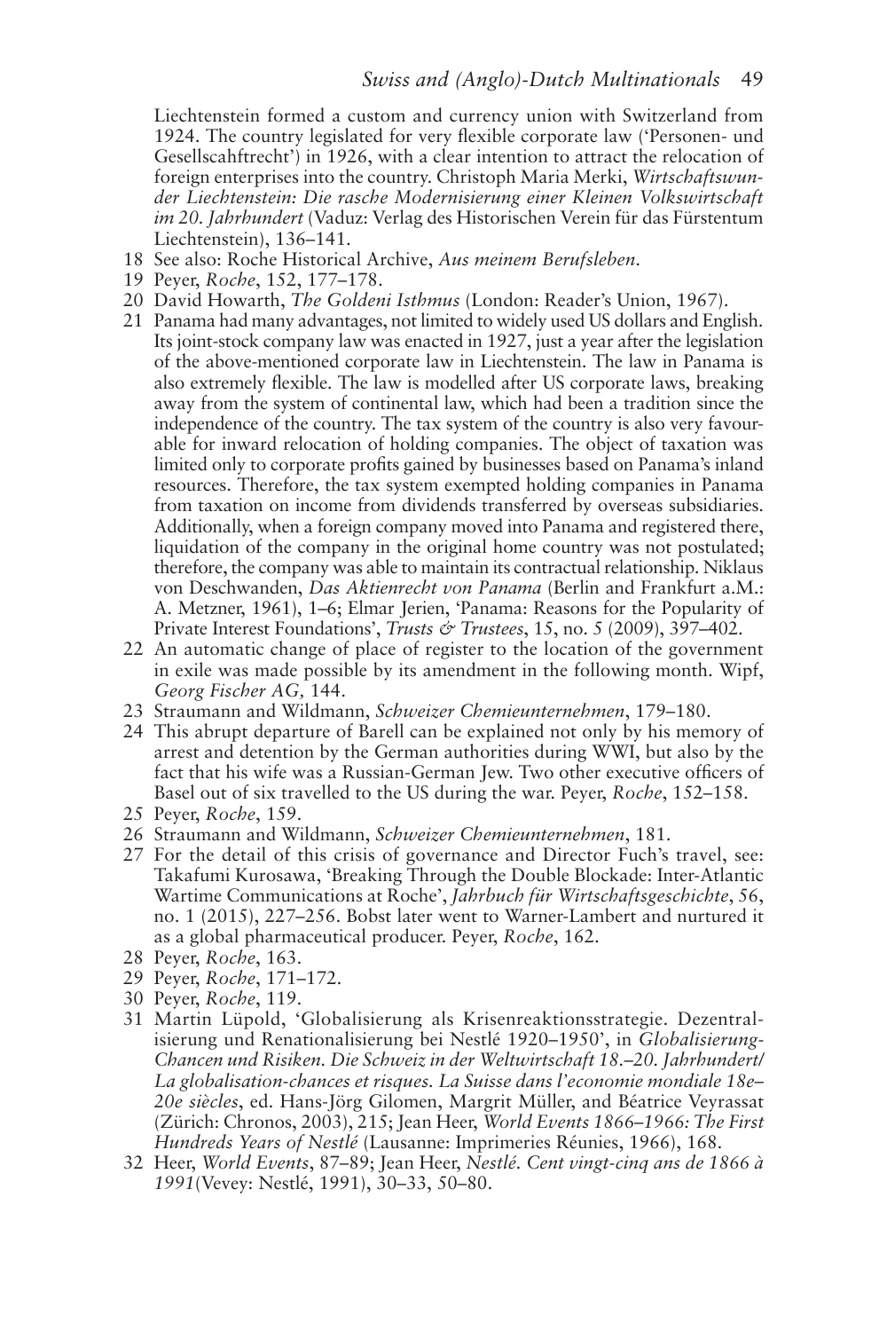Liechtenstein formed a custom and currency union with Switzerland from 1924. The country legislated for very flexible corporate law ('Personen- und Gesellscahftrecht') in 1926, with a clear intention to attract the relocation of foreign enterprises into the country. Christoph Maria Merki, *Wirtschaftswunder Liechtenstein: Die rasche Modernisierung einer Kleinen Volkswirtschaft im 20. Jahrhundert* (Vaduz: Verlag des Historischen Verein für das Fürstentum Liechtenstein), 136–141.

18 See also: Roche Historical Archive, *Aus meinem Berufsleben*.

19 Peyer, *Roche*, 152, 177–178.

20 David Howarth, *The Goldeni Isthmus* (London: Reader's Union, 1967).

21 Panama had many advantages, not limited to widely used US dollars and English. Its joint-stock company law was enacted in 1927, just a year after the legislation of the above-mentioned corporate law in Liechtenstein. The law in Panama is also extremely flexible. The law is modelled after US corporate laws, breaking away from the system of continental law, which had been a tradition since the independence of the country. The tax system of the country is also very favourable for inward relocation of holding companies. The object of taxation was limited only to corporate profits gained by businesses based on Panama's inland resources. Therefore, the tax system exempted holding companies in Panama from taxation on income from dividends transferred by overseas subsidiaries. Additionally, when a foreign company moved into Panama and registered there, liquidation of the company in the original home country was not postulated; therefore, the company was able to maintain its contractual relationship. Niklaus von Deschwanden, *Das Aktienrecht von Panama* (Berlin and Frankfurt a.M.: A. Metzner, 1961), 1–6; Elmar Jerien, 'Panama: Reasons for the Popularity of Private Interest Foundations', *Trusts & Trustees*, 15, no. 5 (2009), 397–402.

22 An automatic change of place of register to the location of the government in exile was made possible by its amendment in the following month. Wipf, *Georg Fischer AG*, 144.

23 Straumann and Wildmann, *Schweizer Chemieunternehmen*, 179–180.

24 This abrupt departure of Barell can be explained not only by his memory of arrest and detention by the German authorities during WWI, but also by the fact that his wife was a Russian-German Jew. Two other executive officers of Basel out of six travelled to the US during the war. Peyer, *Roche*, 152–158.

25 Peyer, *Roche*, 159.

26 Straumann and Wildmann, *Schweizer Chemieunternehmen*, 181.

27 For the detail of this crisis of governance and Director Fuch's travel, see: Takafumi Kurosawa, 'Breaking Through the Double Blockade: Inter-Atlantic Wartime Communications at Roche', *Jahrbuch für Wirtschaftsgeschichte*, 56, no. 1 (2015), 227–256. Bobst later went to Warner-Lambert and nurtured it as a global pharmaceutical producer. Peyer, *Roche*, 162.

28 Peyer, *Roche*, 163.

29 Peyer, *Roche*, 171–172.

30 Peyer, *Roche*, 119.

31 Martin Lüpold, 'Globalisierung als Krisenreaktionsstrategie. Dezentralisierung und Renationalisierung bei Nestlé 1920–1950', in *Globalisierung-Chancen und Risiken. Die Schweiz in der Weltwirtschaft 18.–20. Jahrhundert/ La globalisation-chances et risques. La Suisse dans l'economie mondiale 18e–20e siècles*, ed. Hans-Jörg Gilomen, Margrit Müller, and Béatrice Veyrassat (Zürich: Chronos, 2003), 215; Jean Heer, *World Events 1866–1966: The First Hundreds Years of Nestlé* (Lausanne: Imprimeries Réunies, 1966), 168.

32 Heer, *World Events*, 87–89; Jean Heer, *Nestlé. Cent vingt-cinq ans de 1866 à 1991*(Vevey: Nestlé, 1991), 30–33, 50–80.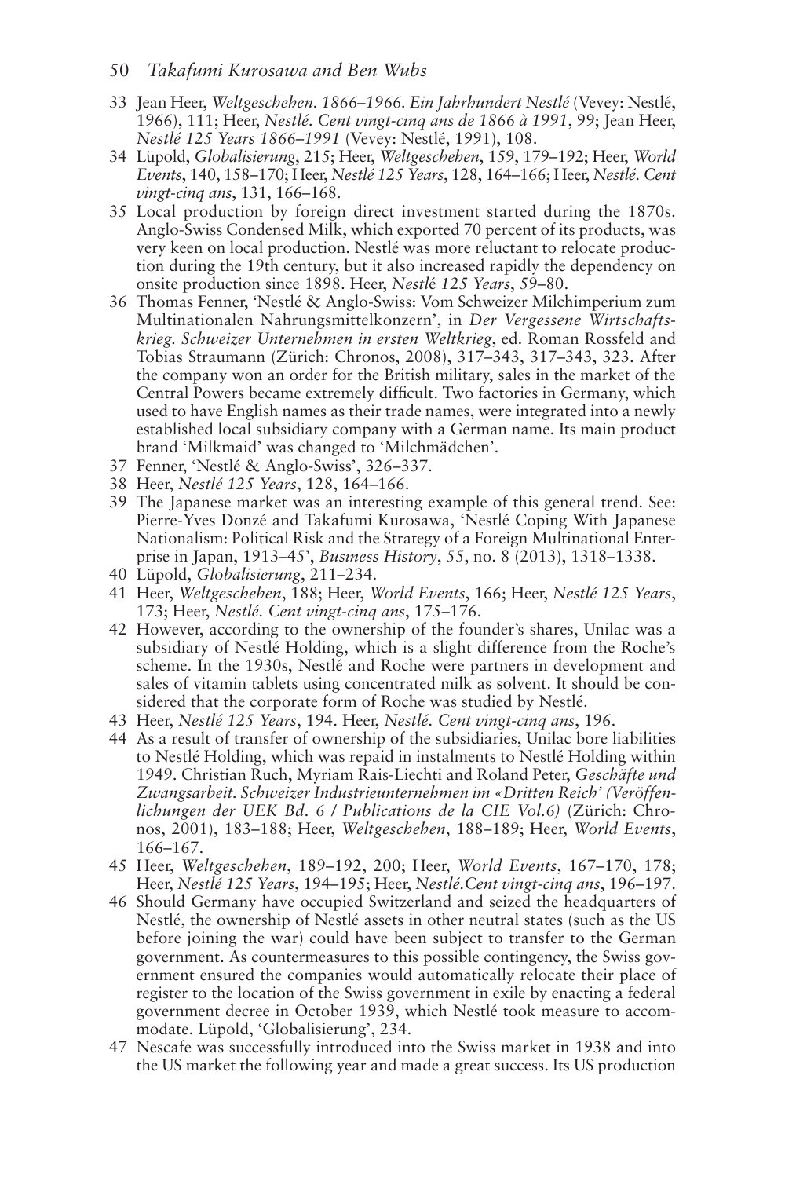33 Jean Heer, *Weltgeschehen. 1866–1966. Ein Jahrhundert Nestlé* (Vevey: Nestlé, 1966), 111; Heer, *Nestlé. Cent vingt-cinq ans de 1866 à 1991*, 99; Jean Heer, *Nestlé 125 Years 1866–1991* (Vevey: Nestlé, 1991), 108.

34 Lüpold, *Globalisierung*, 215; Heer, *Weltgeschehen*, 159, 179–192; Heer, *World Events*, 140, 158–170; Heer, *Nestlé 125 Years*, 128, 164–166; Heer, *Nestlé. Cent vingt-cinq ans*, 131, 166–168.

35 Local production by foreign direct investment started during the 1870s. Anglo-Swiss Condensed Milk, which exported 70 percent of its products, was very keen on local production. Nestlé was more reluctant to relocate production during the 19th century, but it also increased rapidly the dependency on onsite production since 1898. Heer, *Nestlé 125 Years*, 59–80.

36 Thomas Fenner, 'Nestlé & Anglo-Swiss: Vom Schweizer Milchimperium zum Multinationalen Nahrungsmittelkonzern', in *Der Vergessene Wirtschaftskrieg. Schweizer Unternehmen in ersten Weltkrieg*, ed. Roman Rossfeld and Tobias Straumann (Zürich: Chronos, 2008), 317–343, 317–343, 323. After the company won an order for the British military, sales in the market of the Central Powers became extremely difficult. Two factories in Germany, which used to have English names as their trade names, were integrated into a newly established local subsidiary company with a German name. Its main product brand 'Milkmaid' was changed to 'Milchmädchen'.

37 Fenner, 'Nestlé & Anglo-Swiss', 326–337.

38 Heer, *Nestlé 125 Years*, 128, 164–166.

39 The Japanese market was an interesting example of this general trend. See: Pierre-Yves Donzé and Takafumi Kurosawa, 'Nestlé Coping With Japanese Nationalism: Political Risk and the Strategy of a Foreign Multinational Enterprise in Japan, 1913–45', *Business History*, 55, no. 8 (2013), 1318–1338.

40 Lüpold, *Globalisierung*, 211–234.

41 Heer, *Weltgeschehen*, 188; Heer, *World Events*, 166; Heer, *Nestlé 125 Years*, 173; Heer, *Nestlé. Cent vingt-cinq ans*, 175–176.

42 However, according to the ownership of the founder's shares, Unilac was a subsidiary of Nestlé Holding, which is a slight difference from the Roche's scheme. In the 1930s, Nestlé and Roche were partners in development and sales of vitamin tablets using concentrated milk as solvent. It should be considered that the corporate form of Roche was studied by Nestlé.

43 Heer, *Nestlé 125 Years*, 194. Heer, *Nestlé. Cent vingt-cinq ans*, 196.

44 As a result of transfer of ownership of the subsidiaries, Unilac bore liabilities to Nestlé Holding, which was repaid in instalments to Nestlé Holding within 1949. Christian Ruch, Myriam Rais-Liechti and Roland Peter, *Geschäfte und Zwangsarbeit. Schweizer Industrieunternehmen im «Dritten Reich' (Veröffenlichungen der UEK Bd. 6 / Publications de la CIE Vol.6)* (Zürich: Chronos, 2001), 183–188; Heer, *Weltgeschehen*, 188–189; Heer, *World Events*, 166–167.

45 Heer, *Weltgeschehen*, 189–192, 200; Heer, *World Events*, 167–170, 178; Heer, *Nestlé 125 Years*, 194–195; Heer, *Nestlé.Cent vingt-cinq ans*, 196–197.

46 Should Germany have occupied Switzerland and seized the headquarters of Nestlé, the ownership of Nestlé assets in other neutral states (such as the US before joining the war) could have been subject to transfer to the German government. As countermeasures to this possible contingency, the Swiss government ensured the companies would automatically relocate their place of register to the location of the Swiss government in exile by enacting a federal government decree in October 1939, which Nestlé took measure to accommodate. Lüpold, 'Globalisierung', 234.

47 Nescafe was successfully introduced into the Swiss market in 1938 and into the US market the following year and made a great success. Its US production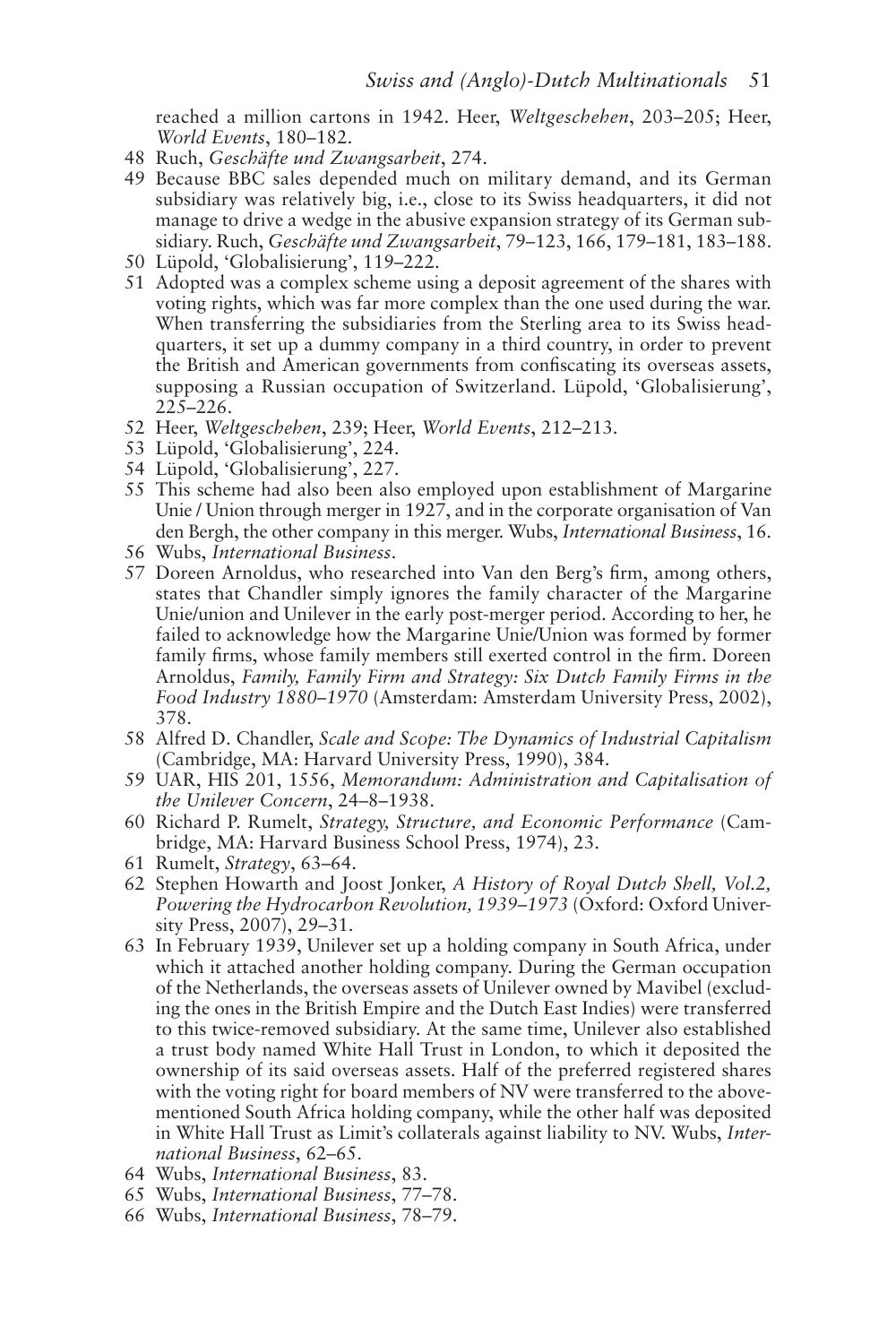reached a million cartons in 1942. Heer, *Weltgeschehen*, 203–205; Heer, *World Events*, 180–182.

48 Ruch, *Geschäfte und Zwangsarbeit*, 274.

49 Because BBC sales depended much on military demand, and its German subsidiary was relatively big, i.e., close to its Swiss headquarters, it did not manage to drive a wedge in the abusive expansion strategy of its German subsidiary. Ruch, *Geschäfte und Zwangsarbeit*, 79–123, 166, 179–181, 183–188.

50 Lüpold, 'Globalisierung', 119–222.

51 Adopted was a complex scheme using a deposit agreement of the shares with voting rights, which was far more complex than the one used during the war. When transferring the subsidiaries from the Sterling area to its Swiss headquarters, it set up a dummy company in a third country, in order to prevent the British and American governments from confiscating its overseas assets, supposing a Russian occupation of Switzerland. Lüpold, 'Globalisierung', 225–226.

52 Heer, *Weltgeschehen*, 239; Heer, *World Events*, 212–213.

53 Lüpold, 'Globalisierung', 224.

54 Lüpold, 'Globalisierung', 227.

55 This scheme had also been also employed upon establishment of Margarine Unie / Union through merger in 1927, and in the corporate organisation of Van den Bergh, the other company in this merger. Wubs, *International Business*, 16.

56 Wubs, *International Business*.

57 Doreen Arnoldus, who researched into Van den Berg's firm, among others, states that Chandler simply ignores the family character of the Margarine Unie/union and Unilever in the early post-merger period. According to her, he failed to acknowledge how the Margarine Unie/Union was formed by former family firms, whose family members still exerted control in the firm. Doreen Arnoldus, *Family, Family Firm and Strategy: Six Dutch Family Firms in the Food Industry 1880–1970* (Amsterdam: Amsterdam University Press, 2002), 378.

58 Alfred D. Chandler, *Scale and Scope: The Dynamics of Industrial Capitalism* (Cambridge, MA: Harvard University Press, 1990), 384.

59 UAR, HIS 201, 1556, *Memorandum: Administration and Capitalisation of the Unilever Concern*, 24–8–1938.

60 Richard P. Rumelt, *Strategy, Structure, and Economic Performance* (Cambridge, MA: Harvard Business School Press, 1974), 23.

61 Rumelt, *Strategy*, 63–64.

62 Stephen Howarth and Joost Jonker, *A History of Royal Dutch Shell, Vol.2, Powering the Hydrocarbon Revolution, 1939–1973* (Oxford: Oxford University Press, 2007), 29–31.

63 In February 1939, Unilever set up a holding company in South Africa, under which it attached another holding company. During the German occupation of the Netherlands, the overseas assets of Unilever owned by Mavibel (excluding the ones in the British Empire and the Dutch East Indies) were transferred to this twice-removed subsidiary. At the same time, Unilever also established a trust body named White Hall Trust in London, to which it deposited the ownership of its said overseas assets. Half of the preferred registered shares with the voting right for board members of NV were transferred to the above-mentioned South Africa holding company, while the other half was deposited in White Hall Trust as Limit's collaterals against liability to NV. Wubs, *International Business*, 62–65.

64 Wubs, *International Business*, 83.

65 Wubs, *International Business*, 77–78.

66 Wubs, *International Business*, 78–79.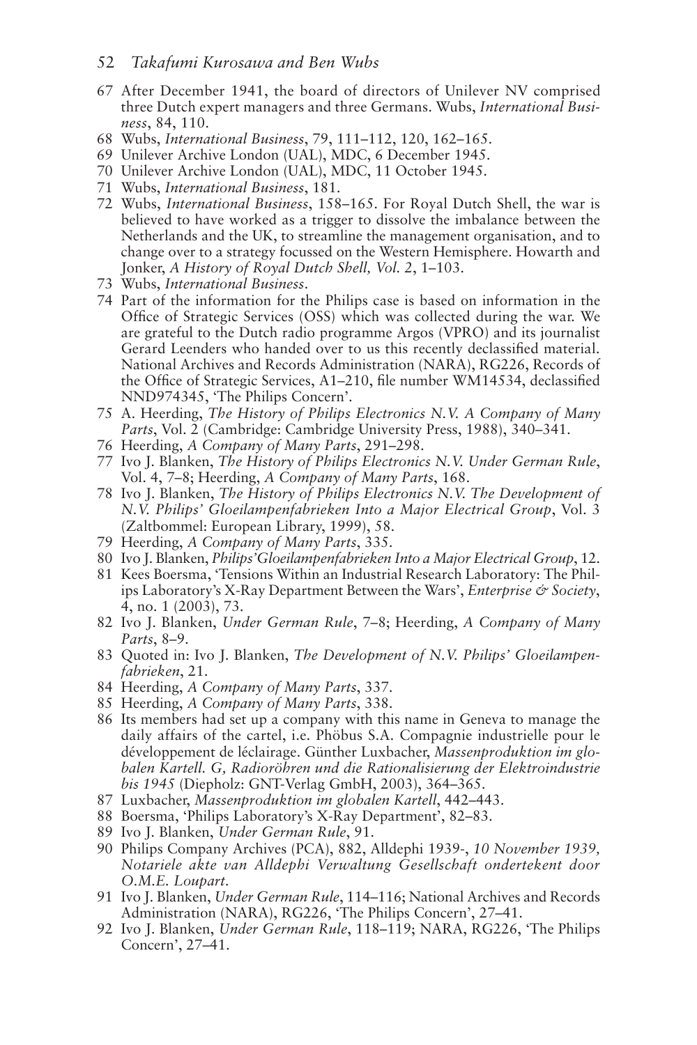67 After December 1941, the board of directors of Unilever NV comprised three Dutch expert managers and three Germans. Wubs, *International Business*, 84, 110.

68 Wubs, *International Business*, 79, 111–112, 120, 162–165.

69 Unilever Archive London (UAL), MDC, 6 December 1945.

70 Unilever Archive London (UAL), MDC, 11 October 1945.

71 Wubs, *International Business*, 181.

72 Wubs, *International Business*, 158–165. For Royal Dutch Shell, the war is believed to have worked as a trigger to dissolve the imbalance between the Netherlands and the UK, to streamline the management organisation, and to change over to a strategy focussed on the Western Hemisphere. Howarth and Jonker, *A History of Royal Dutch Shell, Vol. 2*, 1–103.

73 Wubs, *International Business*.

74 Part of the information for the Philips case is based on information in the Office of Strategic Services (OSS) which was collected during the war. We are grateful to the Dutch radio programme Argos (VPRO) and its journalist Gerard Leenders who handed over to us this recently declassified material. National Archives and Records Administration (NARA), RG226, Records of the Office of Strategic Services, A1–210, file number WM14534, declassified NND974345, 'The Philips Concern'.

75 A. Heerding, *The History of Philips Electronics N.V. A Company of Many Parts*, Vol. 2 (Cambridge: Cambridge University Press, 1988), 340–341.

76 Heerding, *A Company of Many Parts*, 291–298.

77 Ivo J. Blanken, *The History of Philips Electronics N.V. Under German Rule*, Vol. 4, 7–8; Heerding, *A Company of Many Parts*, 168.

78 Ivo J. Blanken, *The History of Philips Electronics N.V. The Development of N.V. Philips' Gloeilampenfabrieken Into a Major Electrical Group*, Vol. 3 (Zaltbommel: European Library, 1999), 58.

79 Heerding, *A Company of Many Parts*, 335.

80 Ivo J. Blanken, *Philips'Gloeilampenfabrieken Into a Major Electrical Group*, 12.

81 Kees Boersma, 'Tensions Within an Industrial Research Laboratory: The Philips Laboratory's X-Ray Department Between the Wars', *Enterprise & Society*, 4, no. 1 (2003), 73.

82 Ivo J. Blanken, *Under German Rule*, 7–8; Heerding, *A Company of Many Parts*, 8–9.

83 Quoted in: Ivo J. Blanken, *The Development of N.V. Philips' Gloeilampenfabrieken*, 21.

84 Heerding, *A Company of Many Parts*, 337.

85 Heerding, *A Company of Many Parts*, 338.

86 Its members had set up a company with this name in Geneva to manage the daily affairs of the cartel, i.e. Phöbus S.A. Compagnie industrielle pour le développement de léclairage. Günther Luxbacher, *Massenproduktion im globalen Kartell. G, Radioröhren und die Rationalisierung der Elektroindustrie bis 1945* (Diepholz: GNT-Verlag GmbH, 2003), 364–365.

87 Luxbacher, *Massenproduktion im globalen Kartell*, 442–443.

88 Boersma, 'Philips Laboratory's X-Ray Department', 82–83.

89 Ivo J. Blanken, *Under German Rule*, 91.

90 Philips Company Archives (PCA), 882, Alldephi 1939-, *10 November 1939, Notariele akte van Alldephi Verwaltung Gesellschaft ondertekent door O.M.E. Loupart.*

91 Ivo J. Blanken, *Under German Rule*, 114–116; National Archives and Records Administration (NARA), RG226, 'The Philips Concern', 27–41.

92 Ivo J. Blanken, *Under German Rule*, 118–119; NARA, RG226, 'The Philips Concern', 27–41.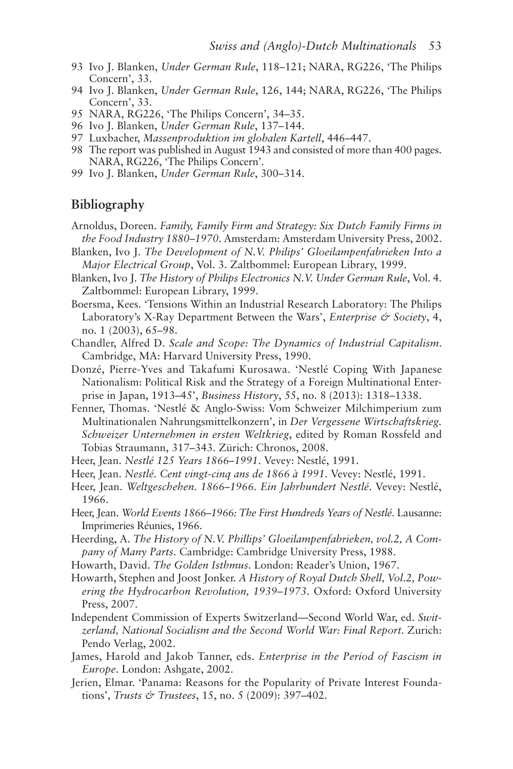93 Ivo J. Blanken, *Under German Rule*, 118–121; NARA, RG226, 'The Philips Concern', 33.
94 Ivo J. Blanken, *Under German Rule*, 126, 144; NARA, RG226, 'The Philips Concern', 33.
95 NARA, RG226, 'The Philips Concern', 34–35.
96 Ivo J. Blanken, *Under German Rule*, 137–144.
97 Luxbacher, *Massenproduktion im globalen Kartell*, 446–447.
98 The report was published in August 1943 and consisted of more than 400 pages. NARA, RG226, 'The Philips Concern'.
99 Ivo J. Blanken, *Under German Rule*, 300–314.

## Bibliography

Arnoldus, Doreen. *Family, Family Firm and Strategy: Six Dutch Family Firms in the Food Industry 1880–1970*. Amsterdam: Amsterdam University Press, 2002.

Blanken, Ivo J. *The Development of N.V. Philips' Gloeilampenfabrieken Into a Major Electrical Group*, Vol. 3. Zaltbommel: European Library, 1999.

Blanken, Ivo J. *The History of Philips Electronics N.V. Under German Rule*, Vol. 4. Zaltbommel: European Library, 1999.

Boersma, Kees. 'Tensions Within an Industrial Research Laboratory: The Philips Laboratory's X-Ray Department Between the Wars', *Enterprise & Society*, 4, no. 1 (2003), 65–98.

Chandler, Alfred D. *Scale and Scope: The Dynamics of Industrial Capitalism*. Cambridge, MA: Harvard University Press, 1990.

Donzé, Pierre-Yves and Takafumi Kurosawa. 'Nestlé Coping With Japanese Nationalism: Political Risk and the Strategy of a Foreign Multinational Enterprise in Japan, 1913–45', *Business History*, 55, no. 8 (2013): 1318–1338.

Fenner, Thomas. 'Nestlé & Anglo-Swiss: Vom Schweizer Milchimperium zum Multinationalen Nahrungsmittelkonzern', in *Der Vergessene Wirtschaftskrieg. Schweizer Unternehmen in ersten Weltkrieg*, edited by Roman Rossfeld and Tobias Straumann, 317–343. Zürich: Chronos, 2008.

Heer, Jean. *Nestlé 125 Years 1866–1991*. Vevey: Nestlé, 1991.

Heer, Jean. *Nestlé. Cent vingt-cinq ans de 1866 à 1991*. Vevey: Nestlé, 1991.

Heer, Jean. *Weltgeschehen. 1866–1966. Ein Jahrhundert Nestlé*. Vevey: Nestlé, 1966.

Heer, Jean. *World Events 1866–1966: The First Hundreds Years of Nestlé*. Lausanne: Imprimeries Réunies, 1966.

Heerding, A. *The History of N.V. Phillips' Gloeilampenfabrieken, vol.2, A Company of Many Parts*. Cambridge: Cambridge University Press, 1988.

Howarth, David. *The Golden Isthmus*. London: Reader's Union, 1967.

Howarth, Stephen and Joost Jonker. *A History of Royal Dutch Shell, Vol.2, Powering the Hydrocarbon Revolution, 1939–1973*. Oxford: Oxford University Press, 2007.

Independent Commission of Experts Switzerland—Second World War, ed. *Switzerland, National Socialism and the Second World War: Final Report*. Zurich: Pendo Verlag, 2002.

James, Harold and Jakob Tanner, eds. *Enterprise in the Period of Fascism in Europe*. London: Ashgate, 2002.

Jerien, Elmar. 'Panama: Reasons for the Popularity of Private Interest Foundations', *Trusts & Trustees*, 15, no. 5 (2009): 397–402.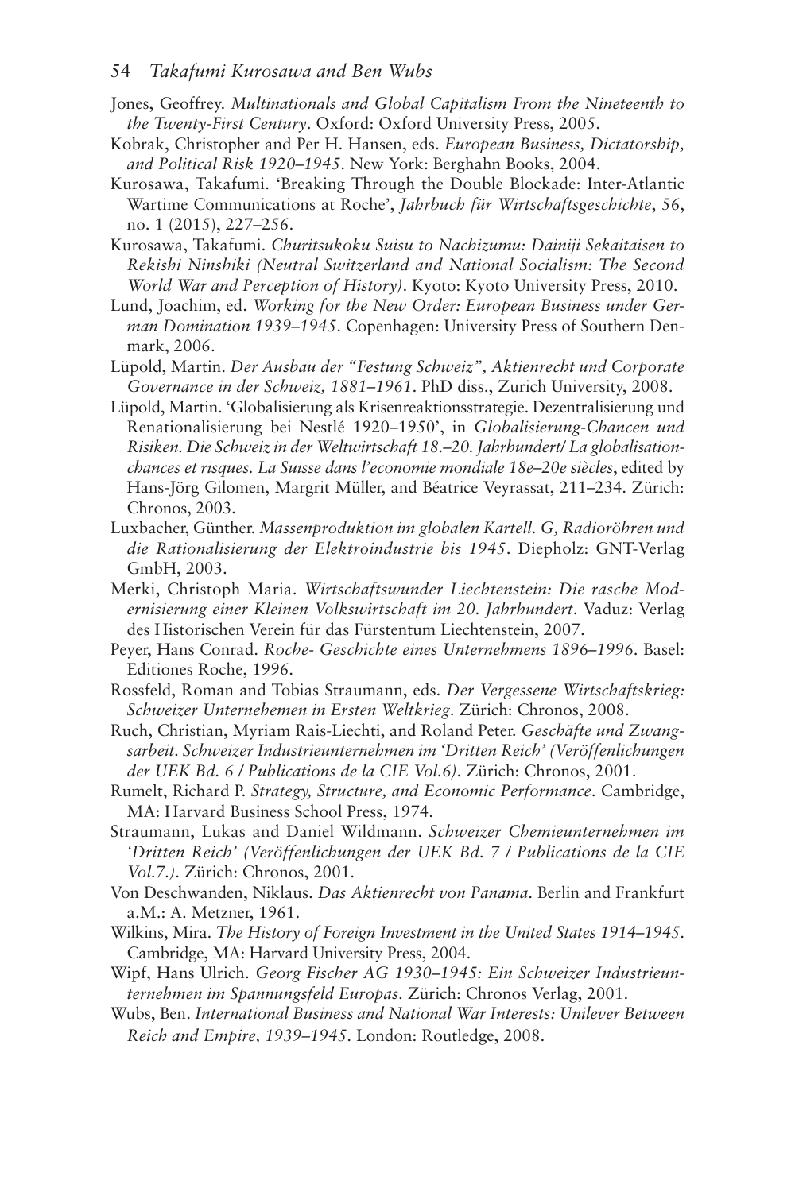Jones, Geoffrey. *Multinationals and Global Capitalism From the Nineteenth to the Twenty-First Century*. Oxford: Oxford University Press, 2005.

Kobrak, Christopher and Per H. Hansen, eds. *European Business, Dictatorship, and Political Risk 1920–1945*. New York: Berghahn Books, 2004.

Kurosawa, Takafumi. 'Breaking Through the Double Blockade: Inter-Atlantic Wartime Communications at Roche', *Jahrbuch für Wirtschaftsgeschichte*, 56, no. 1 (2015), 227–256.

Kurosawa, Takafumi. *Churitsukoku Suisu to Nachizumu: Dainiji Sekaitaisen to Rekishi Ninshiki (Neutral Switzerland and National Socialism: The Second World War and Perception of History)*. Kyoto: Kyoto University Press, 2010.

Lund, Joachim, ed. *Working for the New Order: European Business under German Domination 1939–1945*. Copenhagen: University Press of Southern Denmark, 2006.

Lüpold, Martin. *Der Ausbau der "Festung Schweiz", Aktienrecht und Corporate Governance in der Schweiz, 1881–1961*. PhD diss., Zurich University, 2008.

Lüpold, Martin. 'Globalisierung als Krisenreaktionsstrategie. Dezentralisierung und Renationalisierung bei Nestlé 1920–1950', in *Globalisierung-Chancen und Risiken. Die Schweiz in der Weltwirtschaft 18.–20. Jahrhundert/ La globalisation-chances et risques. La Suisse dans l'economie mondiale 18e–20e siècles*, edited by Hans-Jörg Gilomen, Margrit Müller, and Béatrice Veyrassat, 211–234. Zürich: Chronos, 2003.

Luxbacher, Günther. *Massenproduktion im globalen Kartell. G, Radioröhren und die Rationalisierung der Elektroindustrie bis 1945*. Diepholz: GNT-Verlag GmbH, 2003.

Merki, Christoph Maria. *Wirtschaftswunder Liechtenstein: Die rasche Modernisierung einer Kleinen Volkswirtschaft im 20. Jahrhundert*. Vaduz: Verlag des Historischen Verein für das Fürstentum Liechtenstein, 2007.

Peyer, Hans Conrad. *Roche- Geschichte eines Unternehmens 1896–1996*. Basel: Editiones Roche, 1996.

Rossfeld, Roman and Tobias Straumann, eds. *Der Vergessene Wirtschaftskrieg: Schweizer Unternehemen in Ersten Weltkrieg*. Zürich: Chronos, 2008.

Ruch, Christian, Myriam Rais-Liechti, and Roland Peter. *Geschäfte und Zwangsarbeit. Schweizer Industrieunternehmen im 'Dritten Reich' (Veröffenlichungen der UEK Bd. 6 / Publications de la CIE Vol.6)*. Zürich: Chronos, 2001.

Rumelt, Richard P. *Strategy, Structure, and Economic Performance*. Cambridge, MA: Harvard Business School Press, 1974.

Straumann, Lukas and Daniel Wildmann. *Schweizer Chemieunternehmen im 'Dritten Reich' (Veröffenlichungen der UEK Bd. 7 / Publications de la CIE Vol.7.)*. Zürich: Chronos, 2001.

Von Deschwanden, Niklaus. *Das Aktienrecht von Panama*. Berlin and Frankfurt a.M.: A. Metzner, 1961.

Wilkins, Mira. *The History of Foreign Investment in the United States 1914–1945*. Cambridge, MA: Harvard University Press, 2004.

Wipf, Hans Ulrich. *Georg Fischer AG 1930–1945: Ein Schweizer Industrieunternehmen im Spannungsfeld Europas*. Zürich: Chronos Verlag, 2001.

Wubs, Ben. *International Business and National War Interests: Unilever Between Reich and Empire, 1939–1945*. London: Routledge, 2008.